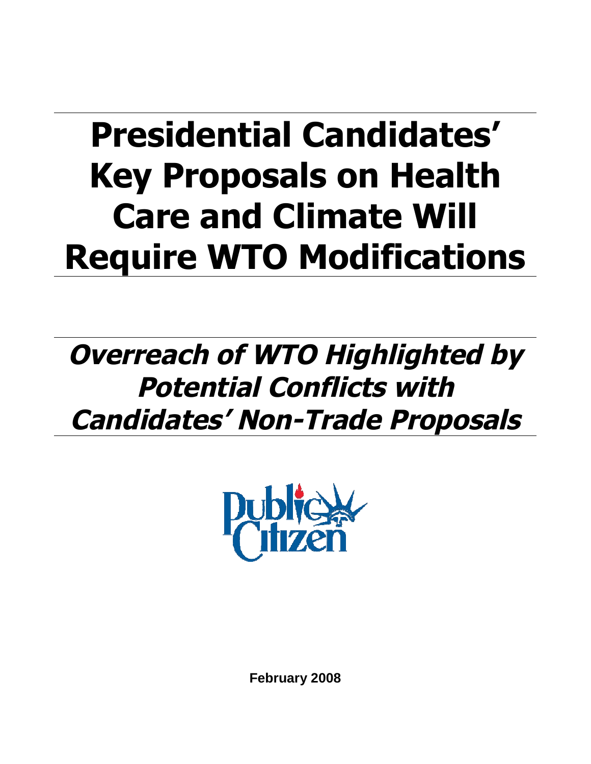# Presidential Candidates' Key Proposals on Health Care and Climate Will Require WTO Modifications

## *Overreach of WTO Highlighted by Potential Conflicts with Candidates' Non-Trade Proposals*

Public Citizen

**February 2008**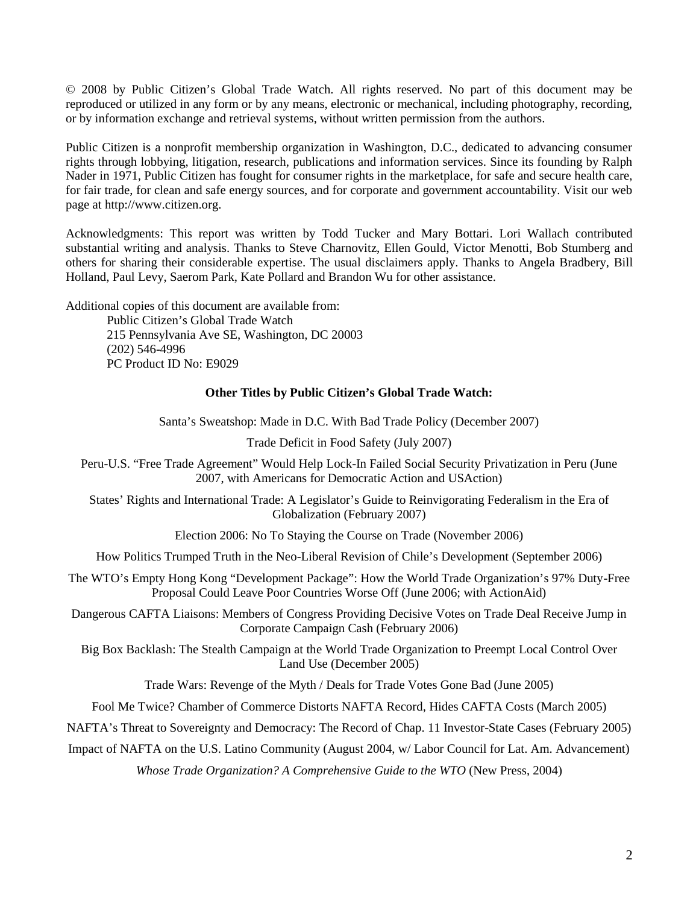© 2008 by Public Citizen's Global Trade Watch. All rights reserved. No part of this document may be reproduced or utilized in any form or by any means, electronic or mechanical, including photography, recording, or by information exchange and retrieval systems, without written permission from the authors.

Public Citizen is a nonprofit membership organization in Washington, D.C., dedicated to advancing consumer rights through lobbying, litigation, research, publications and information services. Since its founding by Ralph Nader in 1971, Public Citizen has fought for consumer rights in the marketplace, for safe and secure health care, for fair trade, for clean and safe energy sources, and for corporate and government accountability. Visit our web page at http://www.citizen.org.

Acknowledgments: This report was written by Todd Tucker and Mary Bottari. Lori Wallach contributed substantial writing and analysis. Thanks to Steve Charnovitz, Ellen Gould, Victor Menotti, Bob Stumberg and others for sharing their considerable expertise. The usual disclaimers apply. Thanks to Angela Bradbery, Bill Holland, Paul Levy, Saerom Park, Kate Pollard and Brandon Wu for other assistance.

Additional copies of this document are available from:

Public Citizen's Global Trade Watch
215 Pennsylvania Ave SE, Washington, DC 20003
(202) 546-4996
PC Product ID No: E9029

**Other Titles by Public Citizen's Global Trade Watch:**

Santa's Sweatshop: Made in D.C. With Bad Trade Policy (December 2007)

Trade Deficit in Food Safety (July 2007)

Peru-U.S. "Free Trade Agreement" Would Help Lock-In Failed Social Security Privatization in Peru (June 2007, with Americans for Democratic Action and USAction)

States' Rights and International Trade: A Legislator's Guide to Reinvigorating Federalism in the Era of Globalization (February 2007)

Election 2006: No To Staying the Course on Trade (November 2006)

How Politics Trumped Truth in the Neo-Liberal Revision of Chile's Development (September 2006)

The WTO's Empty Hong Kong "Development Package": How the World Trade Organization's 97% Duty-Free Proposal Could Leave Poor Countries Worse Off (June 2006; with ActionAid)

Dangerous CAFTA Liaisons: Members of Congress Providing Decisive Votes on Trade Deal Receive Jump in Corporate Campaign Cash (February 2006)

Big Box Backlash: The Stealth Campaign at the World Trade Organization to Preempt Local Control Over Land Use (December 2005)

Trade Wars: Revenge of the Myth / Deals for Trade Votes Gone Bad (June 2005)

Fool Me Twice? Chamber of Commerce Distorts NAFTA Record, Hides CAFTA Costs (March 2005)

NAFTA's Threat to Sovereignty and Democracy: The Record of Chap. 11 Investor-State Cases (February 2005)

Impact of NAFTA on the U.S. Latino Community (August 2004, w/ Labor Council for Lat. Am. Advancement)

*Whose Trade Organization? A Comprehensive Guide to the WTO* (New Press, 2004)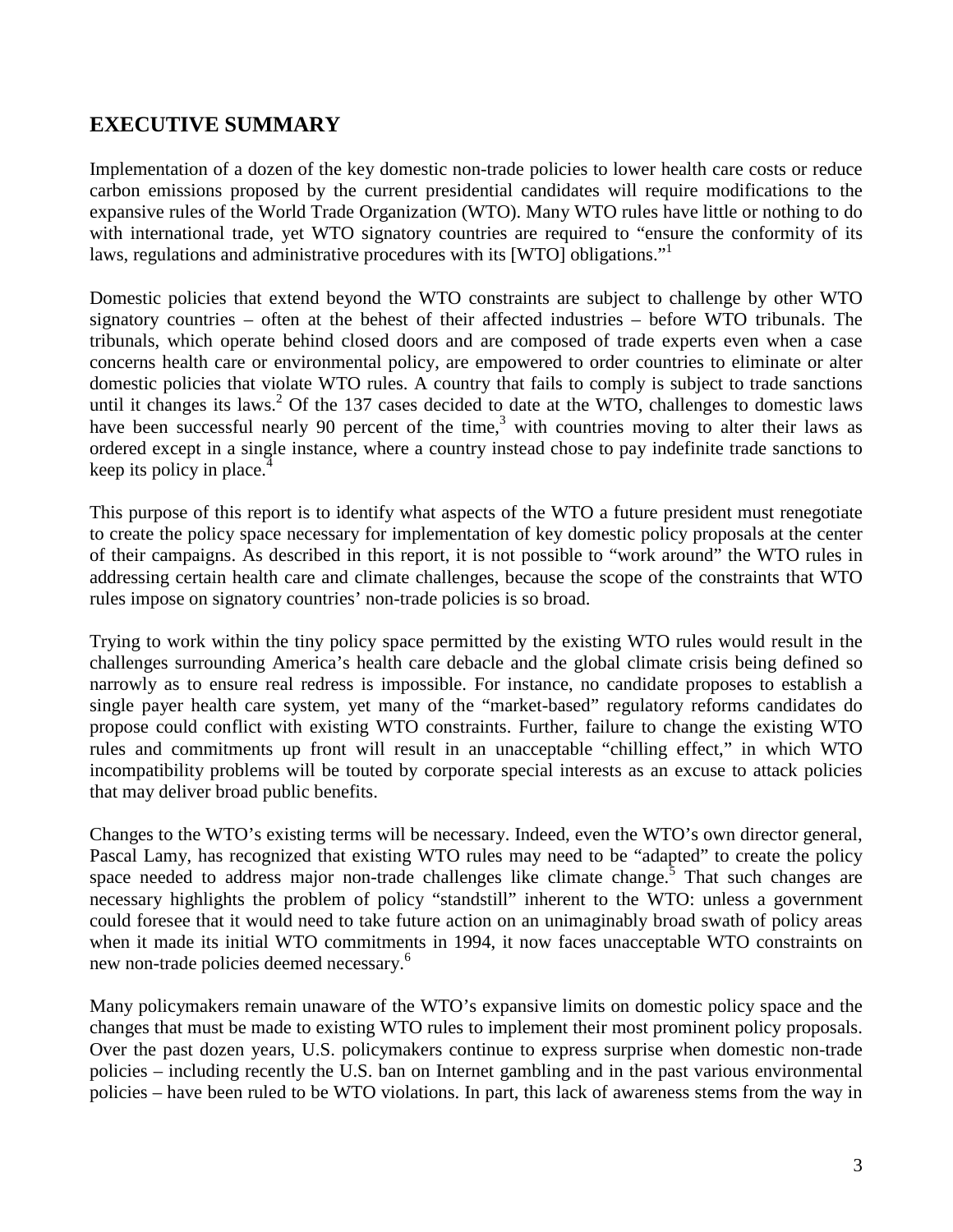## EXECUTIVE SUMMARY

Implementation of a dozen of the key domestic non-trade policies to lower health care costs or reduce carbon emissions proposed by the current presidential candidates will require modifications to the expansive rules of the World Trade Organization (WTO). Many WTO rules have little or nothing to do with international trade, yet WTO signatory countries are required to "ensure the conformity of its laws, regulations and administrative procedures with its [WTO] obligations."[1]

Domestic policies that extend beyond the WTO constraints are subject to challenge by other WTO signatory countries – often at the behest of their affected industries – before WTO tribunals. The tribunals, which operate behind closed doors and are composed of trade experts even when a case concerns health care or environmental policy, are empowered to order countries to eliminate or alter domestic policies that violate WTO rules. A country that fails to comply is subject to trade sanctions until it changes its laws.[2] Of the 137 cases decided to date at the WTO, challenges to domestic laws have been successful nearly 90 percent of the time,[3] with countries moving to alter their laws as ordered except in a single instance, where a country instead chose to pay indefinite trade sanctions to keep its policy in place.[4]

This purpose of this report is to identify what aspects of the WTO a future president must renegotiate to create the policy space necessary for implementation of key domestic policy proposals at the center of their campaigns. As described in this report, it is not possible to "work around" the WTO rules in addressing certain health care and climate challenges, because the scope of the constraints that WTO rules impose on signatory countries' non-trade policies is so broad.

Trying to work within the tiny policy space permitted by the existing WTO rules would result in the challenges surrounding America's health care debacle and the global climate crisis being defined so narrowly as to ensure real redress is impossible. For instance, no candidate proposes to establish a single payer health care system, yet many of the "market-based" regulatory reforms candidates do propose could conflict with existing WTO constraints. Further, failure to change the existing WTO rules and commitments up front will result in an unacceptable "chilling effect," in which WTO incompatibility problems will be touted by corporate special interests as an excuse to attack policies that may deliver broad public benefits.

Changes to the WTO's existing terms will be necessary. Indeed, even the WTO's own director general, Pascal Lamy, has recognized that existing WTO rules may need to be "adapted" to create the policy space needed to address major non-trade challenges like climate change.[5] That such changes are necessary highlights the problem of policy "standstill" inherent to the WTO: unless a government could foresee that it would need to take future action on an unimaginably broad swath of policy areas when it made its initial WTO commitments in 1994, it now faces unacceptable WTO constraints on new non-trade policies deemed necessary.[6]

Many policymakers remain unaware of the WTO's expansive limits on domestic policy space and the changes that must be made to existing WTO rules to implement their most prominent policy proposals. Over the past dozen years, U.S. policymakers continue to express surprise when domestic non-trade policies – including recently the U.S. ban on Internet gambling and in the past various environmental policies – have been ruled to be WTO violations. In part, this lack of awareness stems from the way in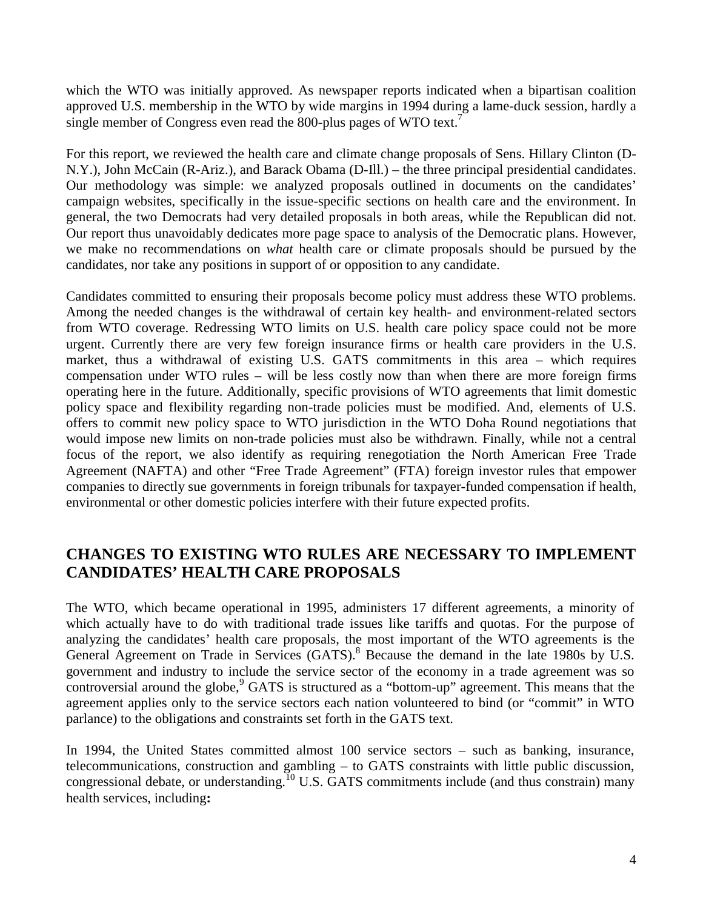which the WTO was initially approved. As newspaper reports indicated when a bipartisan coalition approved U.S. membership in the WTO by wide margins in 1994 during a lame-duck session, hardly a single member of Congress even read the 800-plus pages of WTO text.[7]

For this report, we reviewed the health care and climate change proposals of Sens. Hillary Clinton (D-N.Y.), John McCain (R-Ariz.), and Barack Obama (D-Ill.) – the three principal presidential candidates. Our methodology was simple: we analyzed proposals outlined in documents on the candidates' campaign websites, specifically in the issue-specific sections on health care and the environment. In general, the two Democrats had very detailed proposals in both areas, while the Republican did not. Our report thus unavoidably dedicates more page space to analysis of the Democratic plans. However, we make no recommendations on *what* health care or climate proposals should be pursued by the candidates, nor take any positions in support of or opposition to any candidate.

Candidates committed to ensuring their proposals become policy must address these WTO problems. Among the needed changes is the withdrawal of certain key health- and environment-related sectors from WTO coverage. Redressing WTO limits on U.S. health care policy space could not be more urgent. Currently there are very few foreign insurance firms or health care providers in the U.S. market, thus a withdrawal of existing U.S. GATS commitments in this area – which requires compensation under WTO rules – will be less costly now than when there are more foreign firms operating here in the future. Additionally, specific provisions of WTO agreements that limit domestic policy space and flexibility regarding non-trade policies must be modified. And, elements of U.S. offers to commit new policy space to WTO jurisdiction in the WTO Doha Round negotiations that would impose new limits on non-trade policies must also be withdrawn. Finally, while not a central focus of the report, we also identify as requiring renegotiation the North American Free Trade Agreement (NAFTA) and other "Free Trade Agreement" (FTA) foreign investor rules that empower companies to directly sue governments in foreign tribunals for taxpayer-funded compensation if health, environmental or other domestic policies interfere with their future expected profits.

## CHANGES TO EXISTING WTO RULES ARE NECESSARY TO IMPLEMENT CANDIDATES' HEALTH CARE PROPOSALS

The WTO, which became operational in 1995, administers 17 different agreements, a minority of which actually have to do with traditional trade issues like tariffs and quotas. For the purpose of analyzing the candidates' health care proposals, the most important of the WTO agreements is the General Agreement on Trade in Services (GATS).[8] Because the demand in the late 1980s by U.S. government and industry to include the service sector of the economy in a trade agreement was so controversial around the globe,[9] GATS is structured as a "bottom-up" agreement. This means that the agreement applies only to the service sectors each nation volunteered to bind (or "commit" in WTO parlance) to the obligations and constraints set forth in the GATS text.

In 1994, the United States committed almost 100 service sectors – such as banking, insurance, telecommunications, construction and gambling – to GATS constraints with little public discussion, congressional debate, or understanding.[10] U.S. GATS commitments include (and thus constrain) many health services, including**:**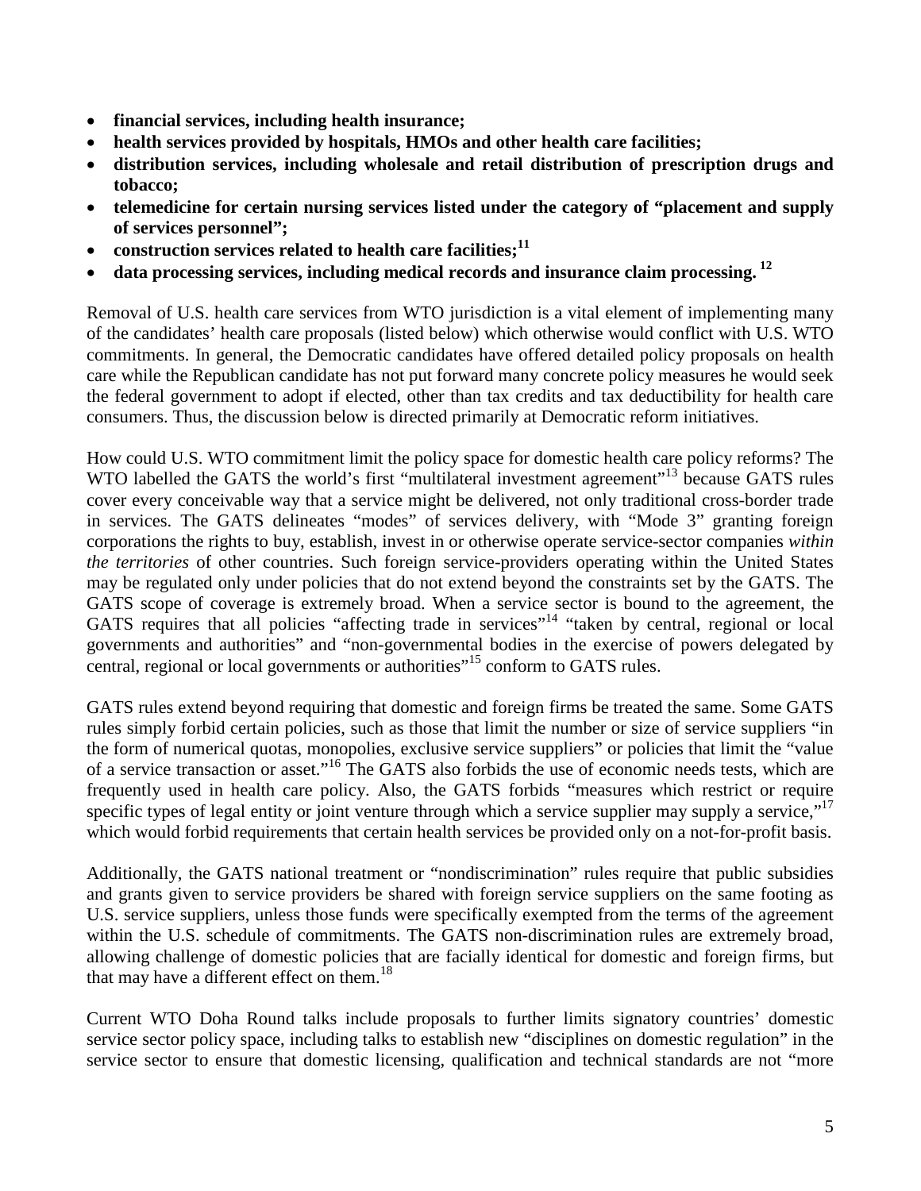- **financial services, including health insurance;**
- **health services provided by hospitals, HMOs and other health care facilities;**
- **distribution services, including wholesale and retail distribution of prescription drugs and tobacco;**
- **telemedicine for certain nursing services listed under the category of "placement and supply of services personnel";**
- **construction services related to health care facilities;[11]**
- **data processing services, including medical records and insurance claim processing. [12]**

Removal of U.S. health care services from WTO jurisdiction is a vital element of implementing many of the candidates' health care proposals (listed below) which otherwise would conflict with U.S. WTO commitments. In general, the Democratic candidates have offered detailed policy proposals on health care while the Republican candidate has not put forward many concrete policy measures he would seek the federal government to adopt if elected, other than tax credits and tax deductibility for health care consumers. Thus, the discussion below is directed primarily at Democratic reform initiatives.

How could U.S. WTO commitment limit the policy space for domestic health care policy reforms? The WTO labelled the GATS the world's first "multilateral investment agreement"[13] because GATS rules cover every conceivable way that a service might be delivered, not only traditional cross-border trade in services. The GATS delineates "modes" of services delivery, with "Mode 3" granting foreign corporations the rights to buy, establish, invest in or otherwise operate service-sector companies *within the territories* of other countries. Such foreign service-providers operating within the United States may be regulated only under policies that do not extend beyond the constraints set by the GATS. The GATS scope of coverage is extremely broad. When a service sector is bound to the agreement, the GATS requires that all policies "affecting trade in services"[14] "taken by central, regional or local governments and authorities" and "non-governmental bodies in the exercise of powers delegated by central, regional or local governments or authorities"[15] conform to GATS rules.

GATS rules extend beyond requiring that domestic and foreign firms be treated the same. Some GATS rules simply forbid certain policies, such as those that limit the number or size of service suppliers "in the form of numerical quotas, monopolies, exclusive service suppliers" or policies that limit the "value of a service transaction or asset."[16] The GATS also forbids the use of economic needs tests, which are frequently used in health care policy. Also, the GATS forbids "measures which restrict or require specific types of legal entity or joint venture through which a service supplier may supply a service,"[17] which would forbid requirements that certain health services be provided only on a not-for-profit basis.

Additionally, the GATS national treatment or "nondiscrimination" rules require that public subsidies and grants given to service providers be shared with foreign service suppliers on the same footing as U.S. service suppliers, unless those funds were specifically exempted from the terms of the agreement within the U.S. schedule of commitments. The GATS non-discrimination rules are extremely broad, allowing challenge of domestic policies that are facially identical for domestic and foreign firms, but that may have a different effect on them.[18]

Current WTO Doha Round talks include proposals to further limits signatory countries' domestic service sector policy space, including talks to establish new "disciplines on domestic regulation" in the service sector to ensure that domestic licensing, qualification and technical standards are not "more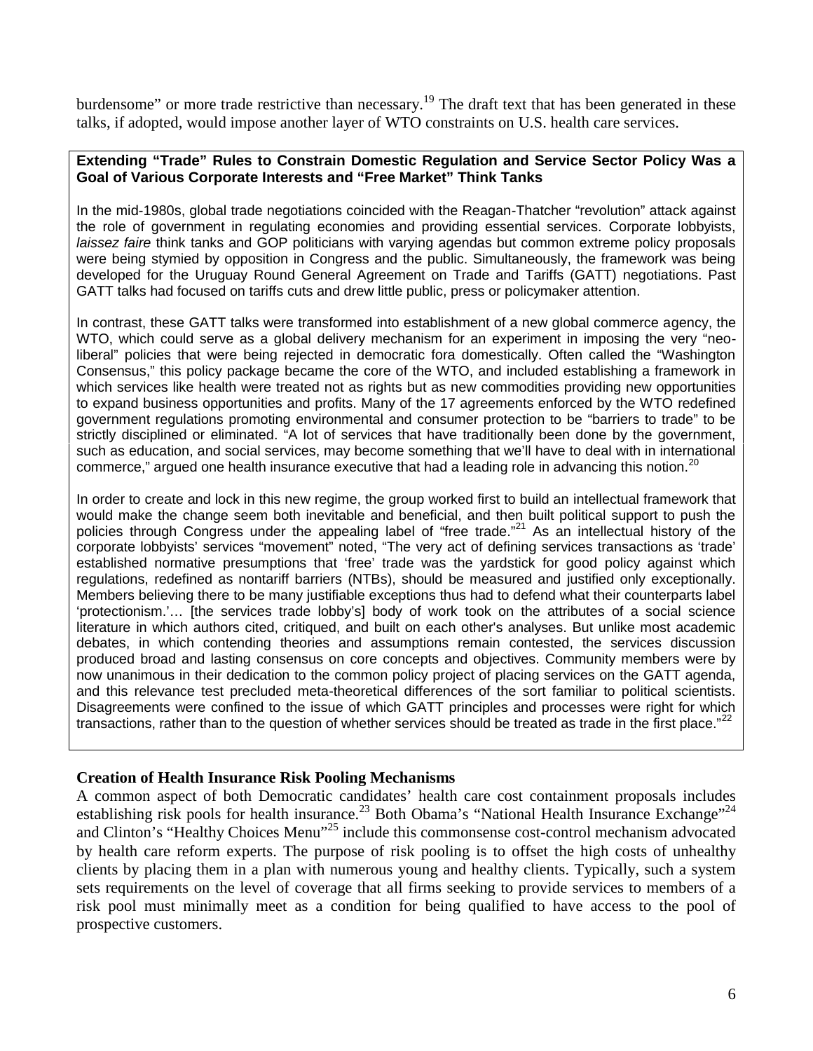burdensome" or more trade restrictive than necessary.[19] The draft text that has been generated in these talks, if adopted, would impose another layer of WTO constraints on U.S. health care services.

**Extending "Trade" Rules to Constrain Domestic Regulation and Service Sector Policy Was a Goal of Various Corporate Interests and "Free Market" Think Tanks**

In the mid-1980s, global trade negotiations coincided with the Reagan-Thatcher "revolution" attack against the role of government in regulating economies and providing essential services. Corporate lobbyists, *laissez faire* think tanks and GOP politicians with varying agendas but common extreme policy proposals were being stymied by opposition in Congress and the public. Simultaneously, the framework was being developed for the Uruguay Round General Agreement on Trade and Tariffs (GATT) negotiations. Past GATT talks had focused on tariffs cuts and drew little public, press or policymaker attention.

In contrast, these GATT talks were transformed into establishment of a new global commerce agency, the WTO, which could serve as a global delivery mechanism for an experiment in imposing the very "neo-liberal" policies that were being rejected in democratic fora domestically. Often called the "Washington Consensus," this policy package became the core of the WTO, and included establishing a framework in which services like health were treated not as rights but as new commodities providing new opportunities to expand business opportunities and profits. Many of the 17 agreements enforced by the WTO redefined government regulations promoting environmental and consumer protection to be "barriers to trade" to be strictly disciplined or eliminated. "A lot of services that have traditionally been done by the government, such as education, and social services, may become something that we'll have to deal with in international commerce," argued one health insurance executive that had a leading role in advancing this notion.[20]

In order to create and lock in this new regime, the group worked first to build an intellectual framework that would make the change seem both inevitable and beneficial, and then built political support to push the policies through Congress under the appealing label of "free trade."[21] As an intellectual history of the corporate lobbyists' services "movement" noted, "The very act of defining services transactions as 'trade' established normative presumptions that 'free' trade was the yardstick for good policy against which regulations, redefined as nontariff barriers (NTBs), should be measured and justified only exceptionally. Members believing there to be many justifiable exceptions thus had to defend what their counterparts label 'protectionism.'… [the services trade lobby's] body of work took on the attributes of a social science literature in which authors cited, critiqued, and built on each other's analyses. But unlike most academic debates, in which contending theories and assumptions remain contested, the services discussion produced broad and lasting consensus on core concepts and objectives. Community members were by now unanimous in their dedication to the common policy project of placing services on the GATT agenda, and this relevance test precluded meta-theoretical differences of the sort familiar to political scientists. Disagreements were confined to the issue of which GATT principles and processes were right for which transactions, rather than to the question of whether services should be treated as trade in the first place."[22]

**Creation of Health Insurance Risk Pooling Mechanisms**

A common aspect of both Democratic candidates' health care cost containment proposals includes establishing risk pools for health insurance.[23] Both Obama's "National Health Insurance Exchange"[24] and Clinton's "Healthy Choices Menu"[25] include this commonsense cost-control mechanism advocated by health care reform experts. The purpose of risk pooling is to offset the high costs of unhealthy clients by placing them in a plan with numerous young and healthy clients. Typically, such a system sets requirements on the level of coverage that all firms seeking to provide services to members of a risk pool must minimally meet as a condition for being qualified to have access to the pool of prospective customers.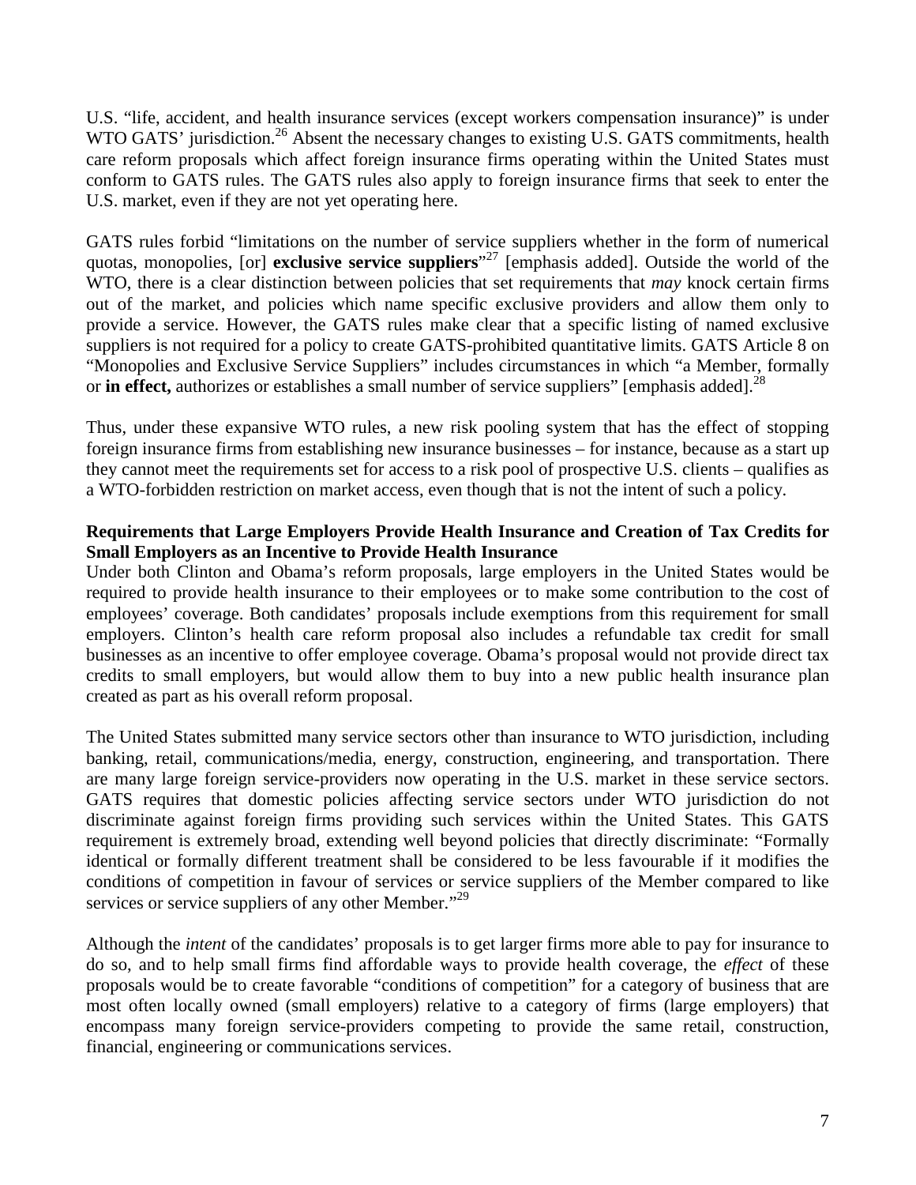U.S. "life, accident, and health insurance services (except workers compensation insurance)" is under WTO GATS' jurisdiction.[26] Absent the necessary changes to existing U.S. GATS commitments, health care reform proposals which affect foreign insurance firms operating within the United States must conform to GATS rules. The GATS rules also apply to foreign insurance firms that seek to enter the U.S. market, even if they are not yet operating here.

GATS rules forbid "limitations on the number of service suppliers whether in the form of numerical quotas, monopolies, [or] **exclusive service suppliers**"[27] [emphasis added]. Outside the world of the WTO, there is a clear distinction between policies that set requirements that *may* knock certain firms out of the market, and policies which name specific exclusive providers and allow them only to provide a service. However, the GATS rules make clear that a specific listing of named exclusive suppliers is not required for a policy to create GATS-prohibited quantitative limits. GATS Article 8 on "Monopolies and Exclusive Service Suppliers" includes circumstances in which "a Member, formally or **in effect,** authorizes or establishes a small number of service suppliers" [emphasis added].[28]

Thus, under these expansive WTO rules, a new risk pooling system that has the effect of stopping foreign insurance firms from establishing new insurance businesses – for instance, because as a start up they cannot meet the requirements set for access to a risk pool of prospective U.S. clients – qualifies as a WTO-forbidden restriction on market access, even though that is not the intent of such a policy.

**Requirements that Large Employers Provide Health Insurance and Creation of Tax Credits for Small Employers as an Incentive to Provide Health Insurance**

Under both Clinton and Obama's reform proposals, large employers in the United States would be required to provide health insurance to their employees or to make some contribution to the cost of employees' coverage. Both candidates' proposals include exemptions from this requirement for small employers. Clinton's health care reform proposal also includes a refundable tax credit for small businesses as an incentive to offer employee coverage. Obama's proposal would not provide direct tax credits to small employers, but would allow them to buy into a new public health insurance plan created as part as his overall reform proposal.

The United States submitted many service sectors other than insurance to WTO jurisdiction, including banking, retail, communications/media, energy, construction, engineering, and transportation. There are many large foreign service-providers now operating in the U.S. market in these service sectors. GATS requires that domestic policies affecting service sectors under WTO jurisdiction do not discriminate against foreign firms providing such services within the United States. This GATS requirement is extremely broad, extending well beyond policies that directly discriminate: "Formally identical or formally different treatment shall be considered to be less favourable if it modifies the conditions of competition in favour of services or service suppliers of the Member compared to like services or service suppliers of any other Member."[29]

Although the *intent* of the candidates' proposals is to get larger firms more able to pay for insurance to do so, and to help small firms find affordable ways to provide health coverage, the *effect* of these proposals would be to create favorable "conditions of competition" for a category of business that are most often locally owned (small employers) relative to a category of firms (large employers) that encompass many foreign service-providers competing to provide the same retail, construction, financial, engineering or communications services.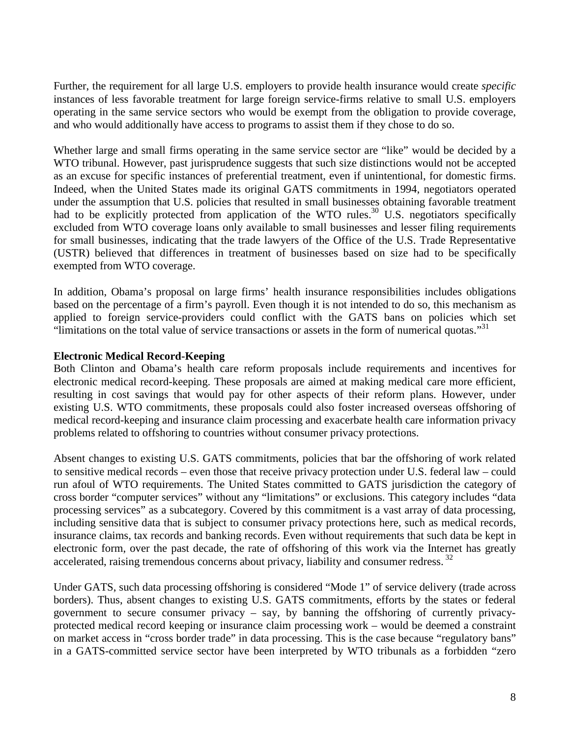Further, the requirement for all large U.S. employers to provide health insurance would create *specific* instances of less favorable treatment for large foreign service-firms relative to small U.S. employers operating in the same service sectors who would be exempt from the obligation to provide coverage, and who would additionally have access to programs to assist them if they chose to do so.

Whether large and small firms operating in the same service sector are "like" would be decided by a WTO tribunal. However, past jurisprudence suggests that such size distinctions would not be accepted as an excuse for specific instances of preferential treatment, even if unintentional, for domestic firms. Indeed, when the United States made its original GATS commitments in 1994, negotiators operated under the assumption that U.S. policies that resulted in small businesses obtaining favorable treatment had to be explicitly protected from application of the WTO rules.[30] U.S. negotiators specifically excluded from WTO coverage loans only available to small businesses and lesser filing requirements for small businesses, indicating that the trade lawyers of the Office of the U.S. Trade Representative (USTR) believed that differences in treatment of businesses based on size had to be specifically exempted from WTO coverage.

In addition, Obama's proposal on large firms' health insurance responsibilities includes obligations based on the percentage of a firm's payroll. Even though it is not intended to do so, this mechanism as applied to foreign service-providers could conflict with the GATS bans on policies which set "limitations on the total value of service transactions or assets in the form of numerical quotas."[31]

**Electronic Medical Record-Keeping**

Both Clinton and Obama's health care reform proposals include requirements and incentives for electronic medical record-keeping. These proposals are aimed at making medical care more efficient, resulting in cost savings that would pay for other aspects of their reform plans. However, under existing U.S. WTO commitments, these proposals could also foster increased overseas offshoring of medical record-keeping and insurance claim processing and exacerbate health care information privacy problems related to offshoring to countries without consumer privacy protections.

Absent changes to existing U.S. GATS commitments, policies that bar the offshoring of work related to sensitive medical records – even those that receive privacy protection under U.S. federal law – could run afoul of WTO requirements. The United States committed to GATS jurisdiction the category of cross border "computer services" without any "limitations" or exclusions. This category includes "data processing services" as a subcategory. Covered by this commitment is a vast array of data processing, including sensitive data that is subject to consumer privacy protections here, such as medical records, insurance claims, tax records and banking records. Even without requirements that such data be kept in electronic form, over the past decade, the rate of offshoring of this work via the Internet has greatly accelerated, raising tremendous concerns about privacy, liability and consumer redress.[32]

Under GATS, such data processing offshoring is considered "Mode 1" of service delivery (trade across borders). Thus, absent changes to existing U.S. GATS commitments, efforts by the states or federal government to secure consumer privacy – say, by banning the offshoring of currently privacy-protected medical record keeping or insurance claim processing work – would be deemed a constraint on market access in "cross border trade" in data processing. This is the case because "regulatory bans" in a GATS-committed service sector have been interpreted by WTO tribunals as a forbidden "zero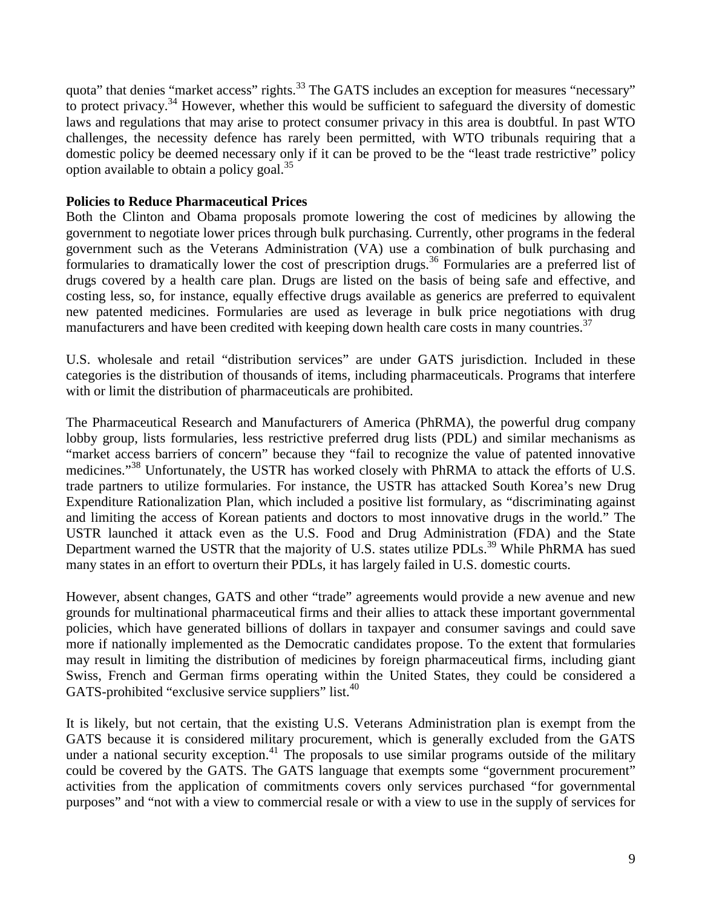quota" that denies "market access" rights.[33] The GATS includes an exception for measures "necessary" to protect privacy.[34] However, whether this would be sufficient to safeguard the diversity of domestic laws and regulations that may arise to protect consumer privacy in this area is doubtful. In past WTO challenges, the necessity defence has rarely been permitted, with WTO tribunals requiring that a domestic policy be deemed necessary only if it can be proved to be the "least trade restrictive" policy option available to obtain a policy goal.[35]

**Policies to Reduce Pharmaceutical Prices**

Both the Clinton and Obama proposals promote lowering the cost of medicines by allowing the government to negotiate lower prices through bulk purchasing. Currently, other programs in the federal government such as the Veterans Administration (VA) use a combination of bulk purchasing and formularies to dramatically lower the cost of prescription drugs.[36] Formularies are a preferred list of drugs covered by a health care plan. Drugs are listed on the basis of being safe and effective, and costing less, so, for instance, equally effective drugs available as generics are preferred to equivalent new patented medicines. Formularies are used as leverage in bulk price negotiations with drug manufacturers and have been credited with keeping down health care costs in many countries.[37]

U.S. wholesale and retail "distribution services" are under GATS jurisdiction. Included in these categories is the distribution of thousands of items, including pharmaceuticals. Programs that interfere with or limit the distribution of pharmaceuticals are prohibited.

The Pharmaceutical Research and Manufacturers of America (PhRMA), the powerful drug company lobby group, lists formularies, less restrictive preferred drug lists (PDL) and similar mechanisms as "market access barriers of concern" because they "fail to recognize the value of patented innovative medicines."[38] Unfortunately, the USTR has worked closely with PhRMA to attack the efforts of U.S. trade partners to utilize formularies. For instance, the USTR has attacked South Korea's new Drug Expenditure Rationalization Plan, which included a positive list formulary, as "discriminating against and limiting the access of Korean patients and doctors to most innovative drugs in the world." The USTR launched it attack even as the U.S. Food and Drug Administration (FDA) and the State Department warned the USTR that the majority of U.S. states utilize PDLs.[39] While PhRMA has sued many states in an effort to overturn their PDLs, it has largely failed in U.S. domestic courts.

However, absent changes, GATS and other "trade" agreements would provide a new avenue and new grounds for multinational pharmaceutical firms and their allies to attack these important governmental policies, which have generated billions of dollars in taxpayer and consumer savings and could save more if nationally implemented as the Democratic candidates propose. To the extent that formularies may result in limiting the distribution of medicines by foreign pharmaceutical firms, including giant Swiss, French and German firms operating within the United States, they could be considered a GATS-prohibited "exclusive service suppliers" list.[40]

It is likely, but not certain, that the existing U.S. Veterans Administration plan is exempt from the GATS because it is considered military procurement, which is generally excluded from the GATS under a national security exception.[41] The proposals to use similar programs outside of the military could be covered by the GATS. The GATS language that exempts some "government procurement" activities from the application of commitments covers only services purchased "for governmental purposes" and "not with a view to commercial resale or with a view to use in the supply of services for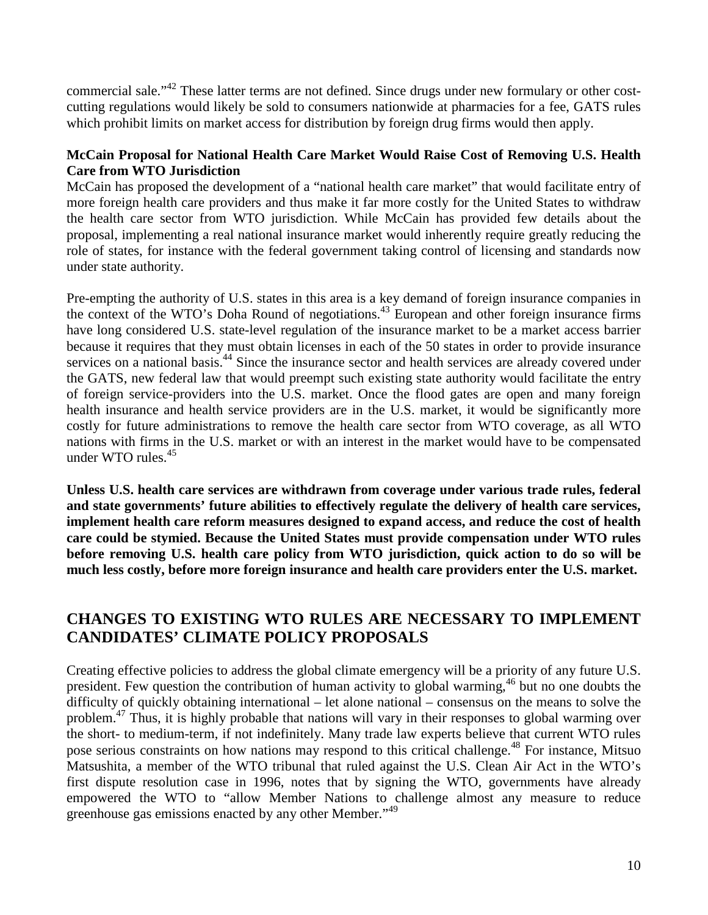commercial sale."[42] These latter terms are not defined. Since drugs under new formulary or other cost-cutting regulations would likely be sold to consumers nationwide at pharmacies for a fee, GATS rules which prohibit limits on market access for distribution by foreign drug firms would then apply.

**McCain Proposal for National Health Care Market Would Raise Cost of Removing U.S. Health Care from WTO Jurisdiction**

McCain has proposed the development of a "national health care market" that would facilitate entry of more foreign health care providers and thus make it far more costly for the United States to withdraw the health care sector from WTO jurisdiction. While McCain has provided few details about the proposal, implementing a real national insurance market would inherently require greatly reducing the role of states, for instance with the federal government taking control of licensing and standards now under state authority.

Pre-empting the authority of U.S. states in this area is a key demand of foreign insurance companies in the context of the WTO's Doha Round of negotiations.[43] European and other foreign insurance firms have long considered U.S. state-level regulation of the insurance market to be a market access barrier because it requires that they must obtain licenses in each of the 50 states in order to provide insurance services on a national basis.[44] Since the insurance sector and health services are already covered under the GATS, new federal law that would preempt such existing state authority would facilitate the entry of foreign service-providers into the U.S. market. Once the flood gates are open and many foreign health insurance and health service providers are in the U.S. market, it would be significantly more costly for future administrations to remove the health care sector from WTO coverage, as all WTO nations with firms in the U.S. market or with an interest in the market would have to be compensated under WTO rules.[45]

**Unless U.S. health care services are withdrawn from coverage under various trade rules, federal and state governments' future abilities to effectively regulate the delivery of health care services, implement health care reform measures designed to expand access, and reduce the cost of health care could be stymied. Because the United States must provide compensation under WTO rules before removing U.S. health care policy from WTO jurisdiction, quick action to do so will be much less costly, before more foreign insurance and health care providers enter the U.S. market.**

## CHANGES TO EXISTING WTO RULES ARE NECESSARY TO IMPLEMENT CANDIDATES' CLIMATE POLICY PROPOSALS

Creating effective policies to address the global climate emergency will be a priority of any future U.S. president. Few question the contribution of human activity to global warming,[46] but no one doubts the difficulty of quickly obtaining international – let alone national – consensus on the means to solve the problem.[47] Thus, it is highly probable that nations will vary in their responses to global warming over the short- to medium-term, if not indefinitely. Many trade law experts believe that current WTO rules pose serious constraints on how nations may respond to this critical challenge.[48] For instance, Mitsuo Matsushita, a member of the WTO tribunal that ruled against the U.S. Clean Air Act in the WTO's first dispute resolution case in 1996, notes that by signing the WTO, governments have already empowered the WTO to "allow Member Nations to challenge almost any measure to reduce greenhouse gas emissions enacted by any other Member."[49]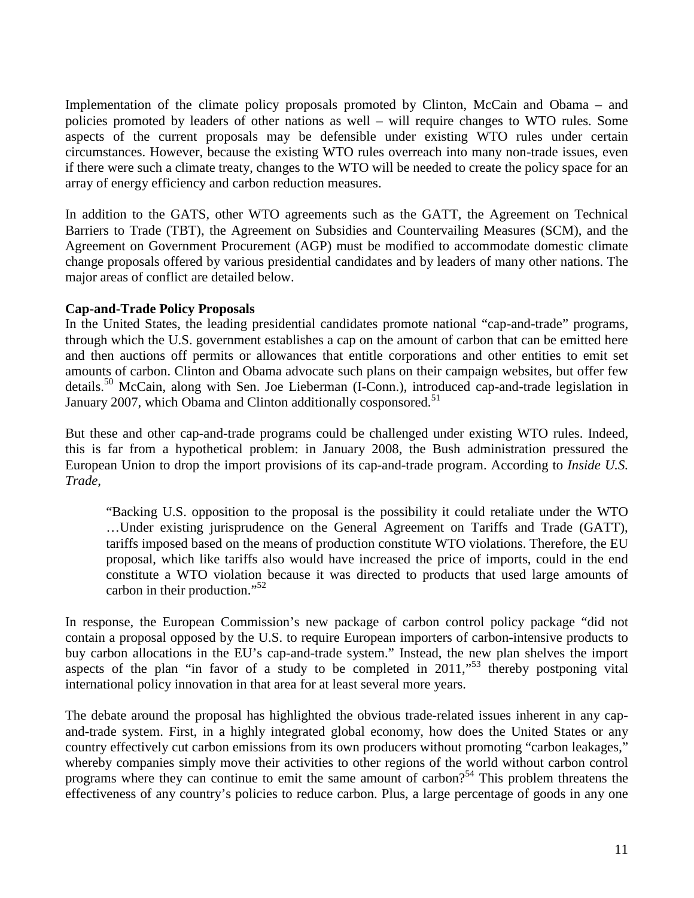Implementation of the climate policy proposals promoted by Clinton, McCain and Obama – and policies promoted by leaders of other nations as well – will require changes to WTO rules. Some aspects of the current proposals may be defensible under existing WTO rules under certain circumstances. However, because the existing WTO rules overreach into many non-trade issues, even if there were such a climate treaty, changes to the WTO will be needed to create the policy space for an array of energy efficiency and carbon reduction measures.

In addition to the GATS, other WTO agreements such as the GATT, the Agreement on Technical Barriers to Trade (TBT), the Agreement on Subsidies and Countervailing Measures (SCM), and the Agreement on Government Procurement (AGP) must be modified to accommodate domestic climate change proposals offered by various presidential candidates and by leaders of many other nations. The major areas of conflict are detailed below.

**Cap-and-Trade Policy Proposals**

In the United States, the leading presidential candidates promote national "cap-and-trade" programs, through which the U.S. government establishes a cap on the amount of carbon that can be emitted here and then auctions off permits or allowances that entitle corporations and other entities to emit set amounts of carbon. Clinton and Obama advocate such plans on their campaign websites, but offer few details.[50] McCain, along with Sen. Joe Lieberman (I-Conn.), introduced cap-and-trade legislation in January 2007, which Obama and Clinton additionally cosponsored.[51]

But these and other cap-and-trade programs could be challenged under existing WTO rules. Indeed, this is far from a hypothetical problem: in January 2008, the Bush administration pressured the European Union to drop the import provisions of its cap-and-trade program. According to *Inside U.S. Trade*,

> "Backing U.S. opposition to the proposal is the possibility it could retaliate under the WTO …Under existing jurisprudence on the General Agreement on Tariffs and Trade (GATT), tariffs imposed based on the means of production constitute WTO violations. Therefore, the EU proposal, which like tariffs also would have increased the price of imports, could in the end constitute a WTO violation because it was directed to products that used large amounts of carbon in their production."[52]

In response, the European Commission's new package of carbon control policy package "did not contain a proposal opposed by the U.S. to require European importers of carbon-intensive products to buy carbon allocations in the EU's cap-and-trade system." Instead, the new plan shelves the import aspects of the plan "in favor of a study to be completed in 2011,"[53] thereby postponing vital international policy innovation in that area for at least several more years.

The debate around the proposal has highlighted the obvious trade-related issues inherent in any cap-and-trade system. First, in a highly integrated global economy, how does the United States or any country effectively cut carbon emissions from its own producers without promoting "carbon leakages," whereby companies simply move their activities to other regions of the world without carbon control programs where they can continue to emit the same amount of carbon?[54] This problem threatens the effectiveness of any country's policies to reduce carbon. Plus, a large percentage of goods in any one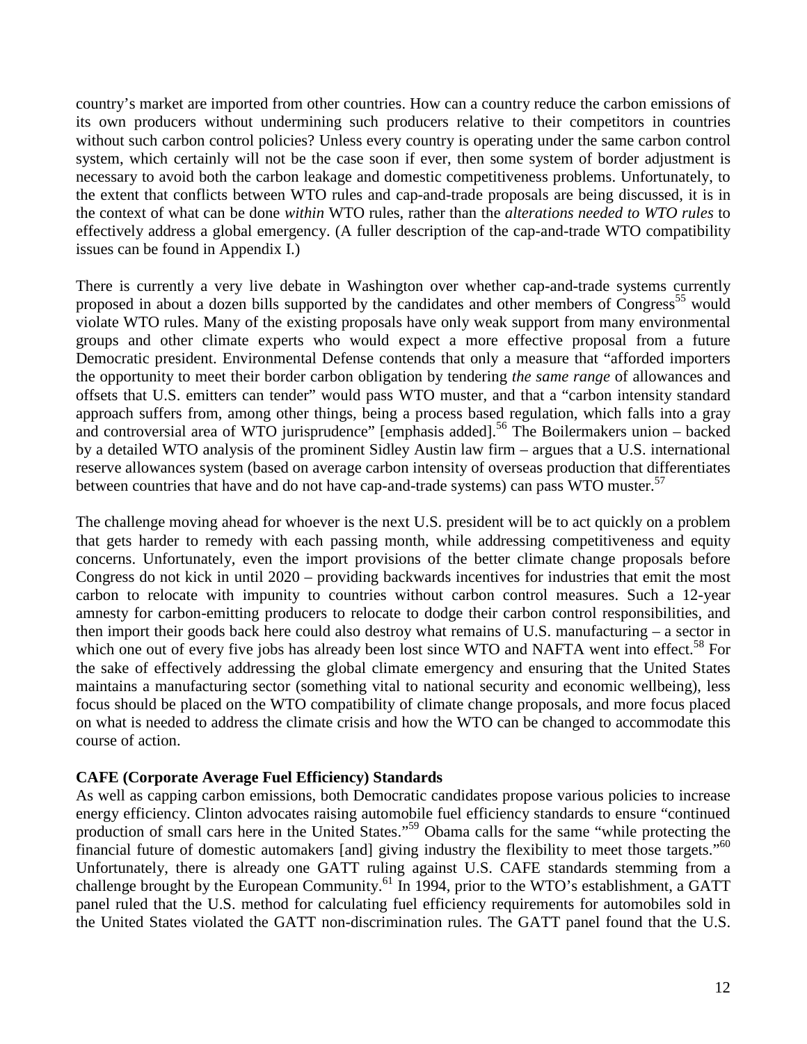country's market are imported from other countries. How can a country reduce the carbon emissions of its own producers without undermining such producers relative to their competitors in countries without such carbon control policies? Unless every country is operating under the same carbon control system, which certainly will not be the case soon if ever, then some system of border adjustment is necessary to avoid both the carbon leakage and domestic competitiveness problems. Unfortunately, to the extent that conflicts between WTO rules and cap-and-trade proposals are being discussed, it is in the context of what can be done *within* WTO rules, rather than the *alterations needed to WTO rules* to effectively address a global emergency. (A fuller description of the cap-and-trade WTO compatibility issues can be found in Appendix I.)

There is currently a very live debate in Washington over whether cap-and-trade systems currently proposed in about a dozen bills supported by the candidates and other members of Congress[55] would violate WTO rules. Many of the existing proposals have only weak support from many environmental groups and other climate experts who would expect a more effective proposal from a future Democratic president. Environmental Defense contends that only a measure that "afforded importers the opportunity to meet their border carbon obligation by tendering *the same range* of allowances and offsets that U.S. emitters can tender" would pass WTO muster, and that a "carbon intensity standard approach suffers from, among other things, being a process based regulation, which falls into a gray and controversial area of WTO jurisprudence" [emphasis added].[56] The Boilermakers union – backed by a detailed WTO analysis of the prominent Sidley Austin law firm – argues that a U.S. international reserve allowances system (based on average carbon intensity of overseas production that differentiates between countries that have and do not have cap-and-trade systems) can pass WTO muster.[57]

The challenge moving ahead for whoever is the next U.S. president will be to act quickly on a problem that gets harder to remedy with each passing month, while addressing competitiveness and equity concerns. Unfortunately, even the import provisions of the better climate change proposals before Congress do not kick in until 2020 – providing backwards incentives for industries that emit the most carbon to relocate with impunity to countries without carbon control measures. Such a 12-year amnesty for carbon-emitting producers to relocate to dodge their carbon control responsibilities, and then import their goods back here could also destroy what remains of U.S. manufacturing – a sector in which one out of every five jobs has already been lost since WTO and NAFTA went into effect.[58] For the sake of effectively addressing the global climate emergency and ensuring that the United States maintains a manufacturing sector (something vital to national security and economic wellbeing), less focus should be placed on the WTO compatibility of climate change proposals, and more focus placed on what is needed to address the climate crisis and how the WTO can be changed to accommodate this course of action.

**CAFE (Corporate Average Fuel Efficiency) Standards**

As well as capping carbon emissions, both Democratic candidates propose various policies to increase energy efficiency. Clinton advocates raising automobile fuel efficiency standards to ensure "continued production of small cars here in the United States."[59] Obama calls for the same "while protecting the financial future of domestic automakers [and] giving industry the flexibility to meet those targets."[60] Unfortunately, there is already one GATT ruling against U.S. CAFE standards stemming from a challenge brought by the European Community.[61] In 1994, prior to the WTO's establishment, a GATT panel ruled that the U.S. method for calculating fuel efficiency requirements for automobiles sold in the United States violated the GATT non-discrimination rules. The GATT panel found that the U.S.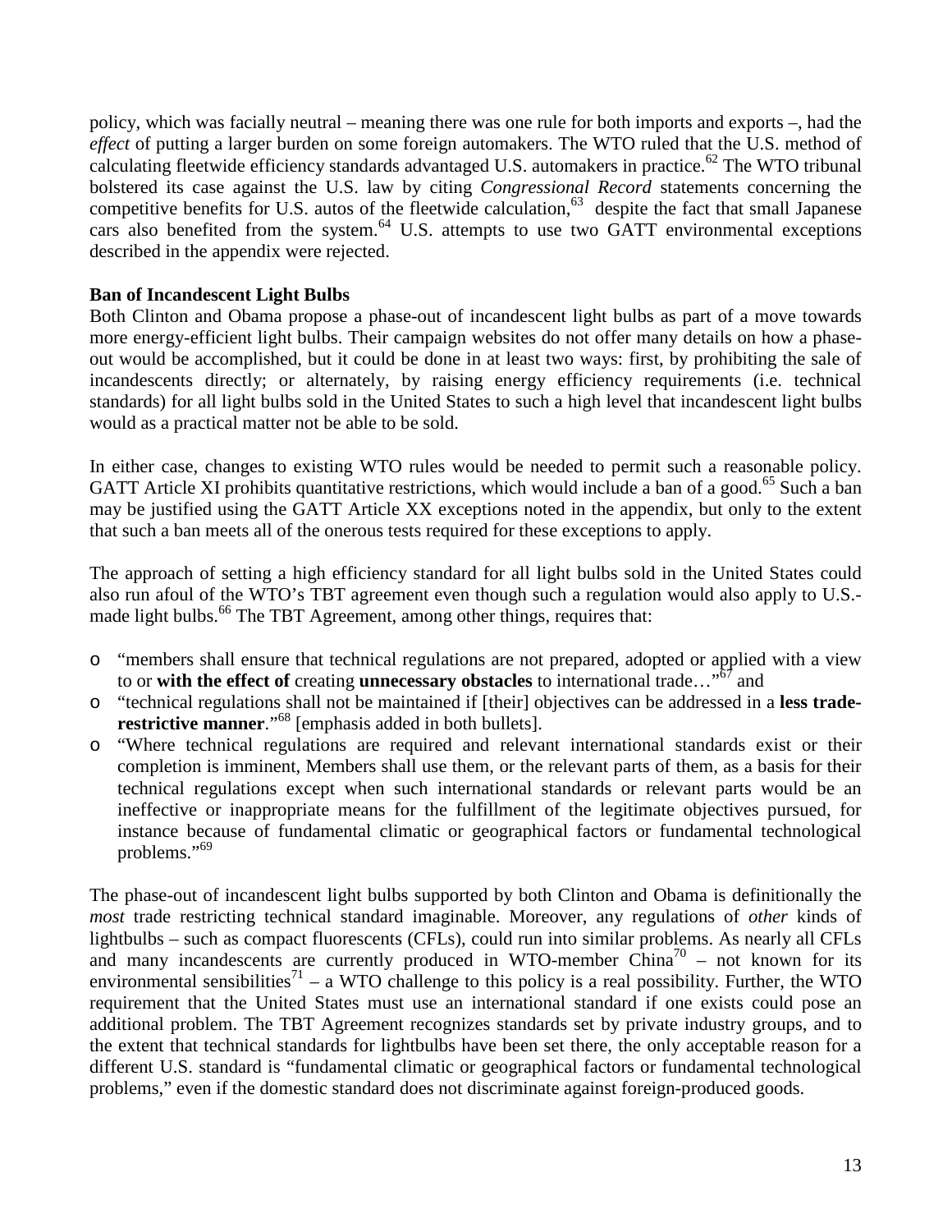policy, which was facially neutral – meaning there was one rule for both imports and exports –, had the *effect* of putting a larger burden on some foreign automakers. The WTO ruled that the U.S. method of calculating fleetwide efficiency standards advantaged U.S. automakers in practice.[62] The WTO tribunal bolstered its case against the U.S. law by citing *Congressional Record* statements concerning the competitive benefits for U.S. autos of the fleetwide calculation,[63] despite the fact that small Japanese cars also benefited from the system.[64] U.S. attempts to use two GATT environmental exceptions described in the appendix were rejected.

**Ban of Incandescent Light Bulbs**

Both Clinton and Obama propose a phase-out of incandescent light bulbs as part of a move towards more energy-efficient light bulbs. Their campaign websites do not offer many details on how a phase-out would be accomplished, but it could be done in at least two ways: first, by prohibiting the sale of incandescents directly; or alternately, by raising energy efficiency requirements (i.e. technical standards) for all light bulbs sold in the United States to such a high level that incandescent light bulbs would as a practical matter not be able to be sold.

In either case, changes to existing WTO rules would be needed to permit such a reasonable policy. GATT Article XI prohibits quantitative restrictions, which would include a ban of a good.[65] Such a ban may be justified using the GATT Article XX exceptions noted in the appendix, but only to the extent that such a ban meets all of the onerous tests required for these exceptions to apply.

The approach of setting a high efficiency standard for all light bulbs sold in the United States could also run afoul of the WTO's TBT agreement even though such a regulation would also apply to U.S.-made light bulbs.[66] The TBT Agreement, among other things, requires that:

- "members shall ensure that technical regulations are not prepared, adopted or applied with a view to or **with the effect of** creating **unnecessary obstacles** to international trade…"[67] and
- "technical regulations shall not be maintained if [their] objectives can be addressed in a **less trade-restrictive manner**."[68] [emphasis added in both bullets].
- "Where technical regulations are required and relevant international standards exist or their completion is imminent, Members shall use them, or the relevant parts of them, as a basis for their technical regulations except when such international standards or relevant parts would be an ineffective or inappropriate means for the fulfillment of the legitimate objectives pursued, for instance because of fundamental climatic or geographical factors or fundamental technological problems."[69]

The phase-out of incandescent light bulbs supported by both Clinton and Obama is definitionally the *most* trade restricting technical standard imaginable. Moreover, any regulations of *other* kinds of lightbulbs – such as compact fluorescents (CFLs), could run into similar problems. As nearly all CFLs and many incandescents are currently produced in WTO-member China[70] – not known for its environmental sensibilities[71] – a WTO challenge to this policy is a real possibility. Further, the WTO requirement that the United States must use an international standard if one exists could pose an additional problem. The TBT Agreement recognizes standards set by private industry groups, and to the extent that technical standards for lightbulbs have been set there, the only acceptable reason for a different U.S. standard is "fundamental climatic or geographical factors or fundamental technological problems," even if the domestic standard does not discriminate against foreign-produced goods.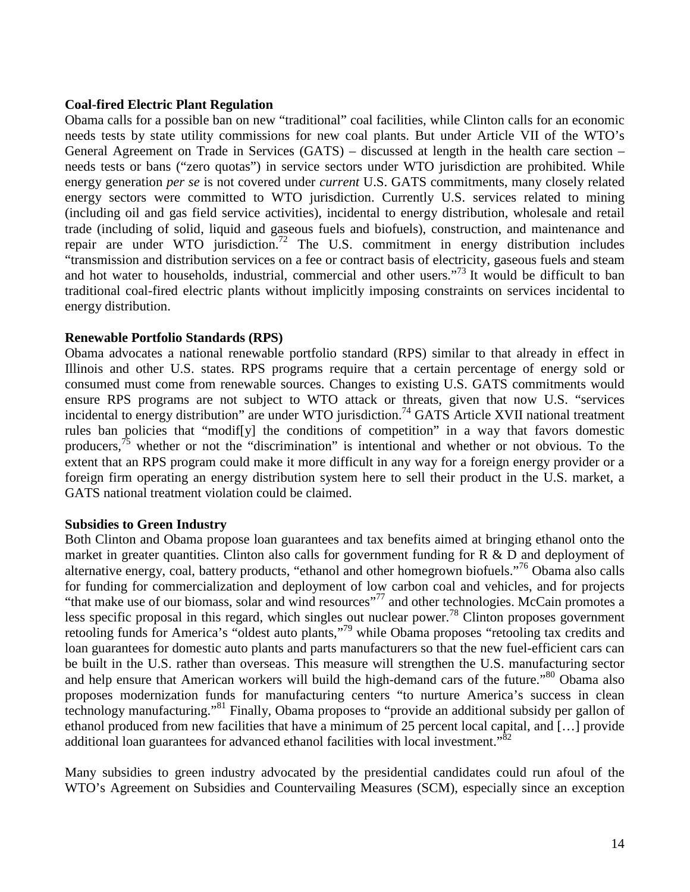**Coal-fired Electric Plant Regulation**

Obama calls for a possible ban on new "traditional" coal facilities, while Clinton calls for an economic needs tests by state utility commissions for new coal plants. But under Article VII of the WTO's General Agreement on Trade in Services (GATS) – discussed at length in the health care section – needs tests or bans ("zero quotas") in service sectors under WTO jurisdiction are prohibited. While energy generation *per se* is not covered under *current* U.S. GATS commitments, many closely related energy sectors were committed to WTO jurisdiction. Currently U.S. services related to mining (including oil and gas field service activities), incidental to energy distribution, wholesale and retail trade (including of solid, liquid and gaseous fuels and biofuels), construction, and maintenance and repair are under WTO jurisdiction.[72] The U.S. commitment in energy distribution includes "transmission and distribution services on a fee or contract basis of electricity, gaseous fuels and steam and hot water to households, industrial, commercial and other users."[73] It would be difficult to ban traditional coal-fired electric plants without implicitly imposing constraints on services incidental to energy distribution.

**Renewable Portfolio Standards (RPS)**

Obama advocates a national renewable portfolio standard (RPS) similar to that already in effect in Illinois and other U.S. states. RPS programs require that a certain percentage of energy sold or consumed must come from renewable sources. Changes to existing U.S. GATS commitments would ensure RPS programs are not subject to WTO attack or threats, given that now U.S. "services incidental to energy distribution" are under WTO jurisdiction.[74] GATS Article XVII national treatment rules ban policies that "modif[y] the conditions of competition" in a way that favors domestic producers,[75] whether or not the "discrimination" is intentional and whether or not obvious. To the extent that an RPS program could make it more difficult in any way for a foreign energy provider or a foreign firm operating an energy distribution system here to sell their product in the U.S. market, a GATS national treatment violation could be claimed.

**Subsidies to Green Industry**

Both Clinton and Obama propose loan guarantees and tax benefits aimed at bringing ethanol onto the market in greater quantities. Clinton also calls for government funding for R & D and deployment of alternative energy, coal, battery products, "ethanol and other homegrown biofuels."[76] Obama also calls for funding for commercialization and deployment of low carbon coal and vehicles, and for projects "that make use of our biomass, solar and wind resources"[77] and other technologies. McCain promotes a less specific proposal in this regard, which singles out nuclear power.[78] Clinton proposes government retooling funds for America's "oldest auto plants,"[79] while Obama proposes "retooling tax credits and loan guarantees for domestic auto plants and parts manufacturers so that the new fuel-efficient cars can be built in the U.S. rather than overseas. This measure will strengthen the U.S. manufacturing sector and help ensure that American workers will build the high-demand cars of the future."[80] Obama also proposes modernization funds for manufacturing centers "to nurture America's success in clean technology manufacturing."[81] Finally, Obama proposes to "provide an additional subsidy per gallon of ethanol produced from new facilities that have a minimum of 25 percent local capital, and […] provide additional loan guarantees for advanced ethanol facilities with local investment."[82]

Many subsidies to green industry advocated by the presidential candidates could run afoul of the WTO's Agreement on Subsidies and Countervailing Measures (SCM), especially since an exception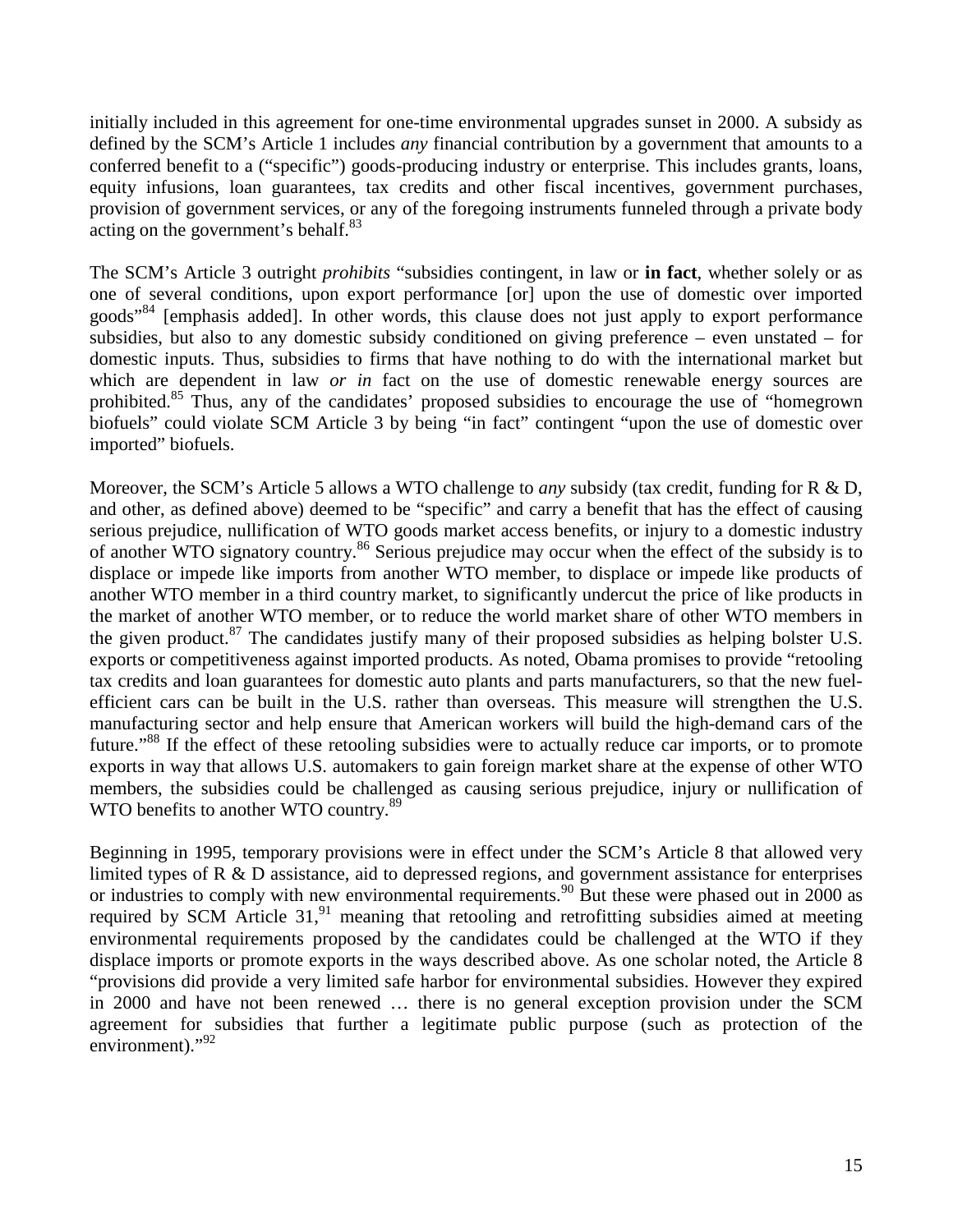initially included in this agreement for one-time environmental upgrades sunset in 2000. A subsidy as defined by the SCM's Article 1 includes *any* financial contribution by a government that amounts to a conferred benefit to a ("specific") goods-producing industry or enterprise. This includes grants, loans, equity infusions, loan guarantees, tax credits and other fiscal incentives, government purchases, provision of government services, or any of the foregoing instruments funneled through a private body acting on the government's behalf.[83]

The SCM's Article 3 outright *prohibits* "subsidies contingent, in law or **in fact**, whether solely or as one of several conditions, upon export performance [or] upon the use of domestic over imported goods"[84] [emphasis added]. In other words, this clause does not just apply to export performance subsidies, but also to any domestic subsidy conditioned on giving preference – even unstated – for domestic inputs. Thus, subsidies to firms that have nothing to do with the international market but which are dependent in law *or in* fact on the use of domestic renewable energy sources are prohibited.[85] Thus, any of the candidates' proposed subsidies to encourage the use of "homegrown biofuels" could violate SCM Article 3 by being "in fact" contingent "upon the use of domestic over imported" biofuels.

Moreover, the SCM's Article 5 allows a WTO challenge to *any* subsidy (tax credit, funding for R & D, and other, as defined above) deemed to be "specific" and carry a benefit that has the effect of causing serious prejudice, nullification of WTO goods market access benefits, or injury to a domestic industry of another WTO signatory country.[86] Serious prejudice may occur when the effect of the subsidy is to displace or impede like imports from another WTO member, to displace or impede like products of another WTO member in a third country market, to significantly undercut the price of like products in the market of another WTO member, or to reduce the world market share of other WTO members in the given product.[87] The candidates justify many of their proposed subsidies as helping bolster U.S. exports or competitiveness against imported products. As noted, Obama promises to provide "retooling tax credits and loan guarantees for domestic auto plants and parts manufacturers, so that the new fuel-efficient cars can be built in the U.S. rather than overseas. This measure will strengthen the U.S. manufacturing sector and help ensure that American workers will build the high-demand cars of the future."[88] If the effect of these retooling subsidies were to actually reduce car imports, or to promote exports in way that allows U.S. automakers to gain foreign market share at the expense of other WTO members, the subsidies could be challenged as causing serious prejudice, injury or nullification of WTO benefits to another WTO country.[89]

Beginning in 1995, temporary provisions were in effect under the SCM's Article 8 that allowed very limited types of R & D assistance, aid to depressed regions, and government assistance for enterprises or industries to comply with new environmental requirements.[90] But these were phased out in 2000 as required by SCM Article 31,[91] meaning that retooling and retrofitting subsidies aimed at meeting environmental requirements proposed by the candidates could be challenged at the WTO if they displace imports or promote exports in the ways described above. As one scholar noted, the Article 8 "provisions did provide a very limited safe harbor for environmental subsidies. However they expired in 2000 and have not been renewed … there is no general exception provision under the SCM agreement for subsidies that further a legitimate public purpose (such as protection of the environment)."[92]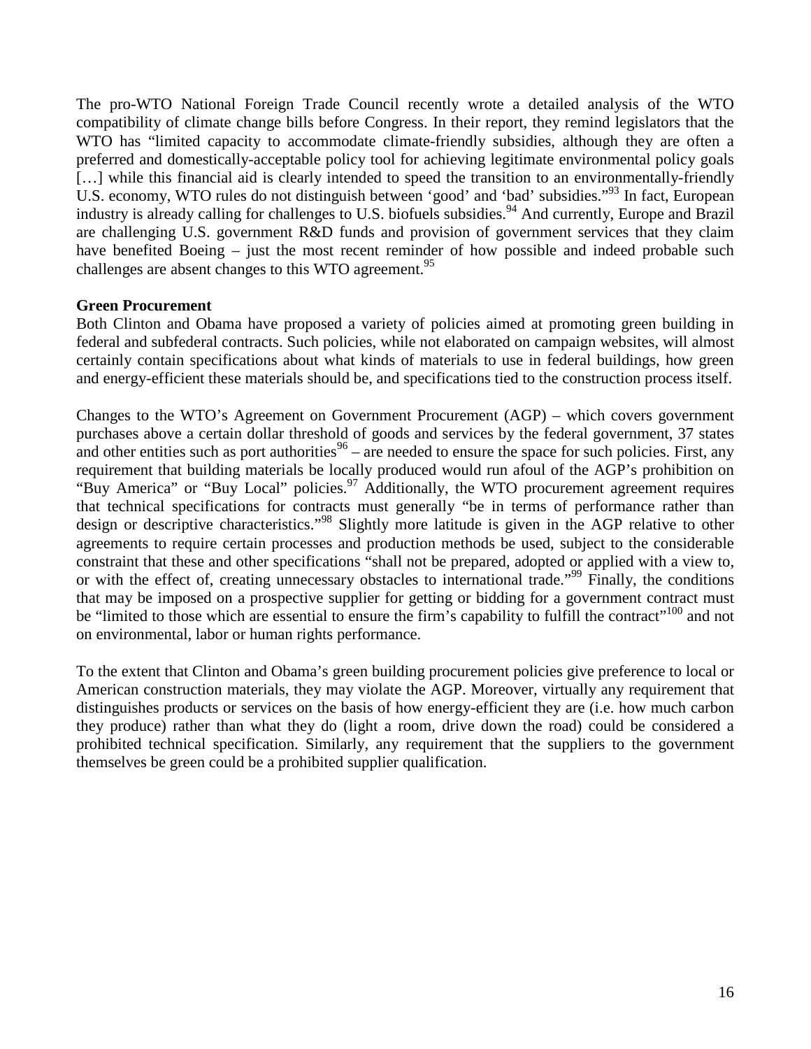The pro-WTO National Foreign Trade Council recently wrote a detailed analysis of the WTO compatibility of climate change bills before Congress. In their report, they remind legislators that the WTO has "limited capacity to accommodate climate-friendly subsidies, although they are often a preferred and domestically-acceptable policy tool for achieving legitimate environmental policy goals […] while this financial aid is clearly intended to speed the transition to an environmentally-friendly U.S. economy, WTO rules do not distinguish between 'good' and 'bad' subsidies."[93] In fact, European industry is already calling for challenges to U.S. biofuels subsidies.[94] And currently, Europe and Brazil are challenging U.S. government R&D funds and provision of government services that they claim have benefited Boeing – just the most recent reminder of how possible and indeed probable such challenges are absent changes to this WTO agreement.[95]

**Green Procurement**

Both Clinton and Obama have proposed a variety of policies aimed at promoting green building in federal and subfederal contracts. Such policies, while not elaborated on campaign websites, will almost certainly contain specifications about what kinds of materials to use in federal buildings, how green and energy-efficient these materials should be, and specifications tied to the construction process itself.

Changes to the WTO's Agreement on Government Procurement (AGP) – which covers government purchases above a certain dollar threshold of goods and services by the federal government, 37 states and other entities such as port authorities[96] – are needed to ensure the space for such policies. First, any requirement that building materials be locally produced would run afoul of the AGP's prohibition on "Buy America" or "Buy Local" policies.[97] Additionally, the WTO procurement agreement requires that technical specifications for contracts must generally "be in terms of performance rather than design or descriptive characteristics."[98] Slightly more latitude is given in the AGP relative to other agreements to require certain processes and production methods be used, subject to the considerable constraint that these and other specifications "shall not be prepared, adopted or applied with a view to, or with the effect of, creating unnecessary obstacles to international trade."[99] Finally, the conditions that may be imposed on a prospective supplier for getting or bidding for a government contract must be "limited to those which are essential to ensure the firm's capability to fulfill the contract"[100] and not on environmental, labor or human rights performance.

To the extent that Clinton and Obama's green building procurement policies give preference to local or American construction materials, they may violate the AGP. Moreover, virtually any requirement that distinguishes products or services on the basis of how energy-efficient they are (i.e. how much carbon they produce) rather than what they do (light a room, drive down the road) could be considered a prohibited technical specification. Similarly, any requirement that the suppliers to the government themselves be green could be a prohibited supplier qualification.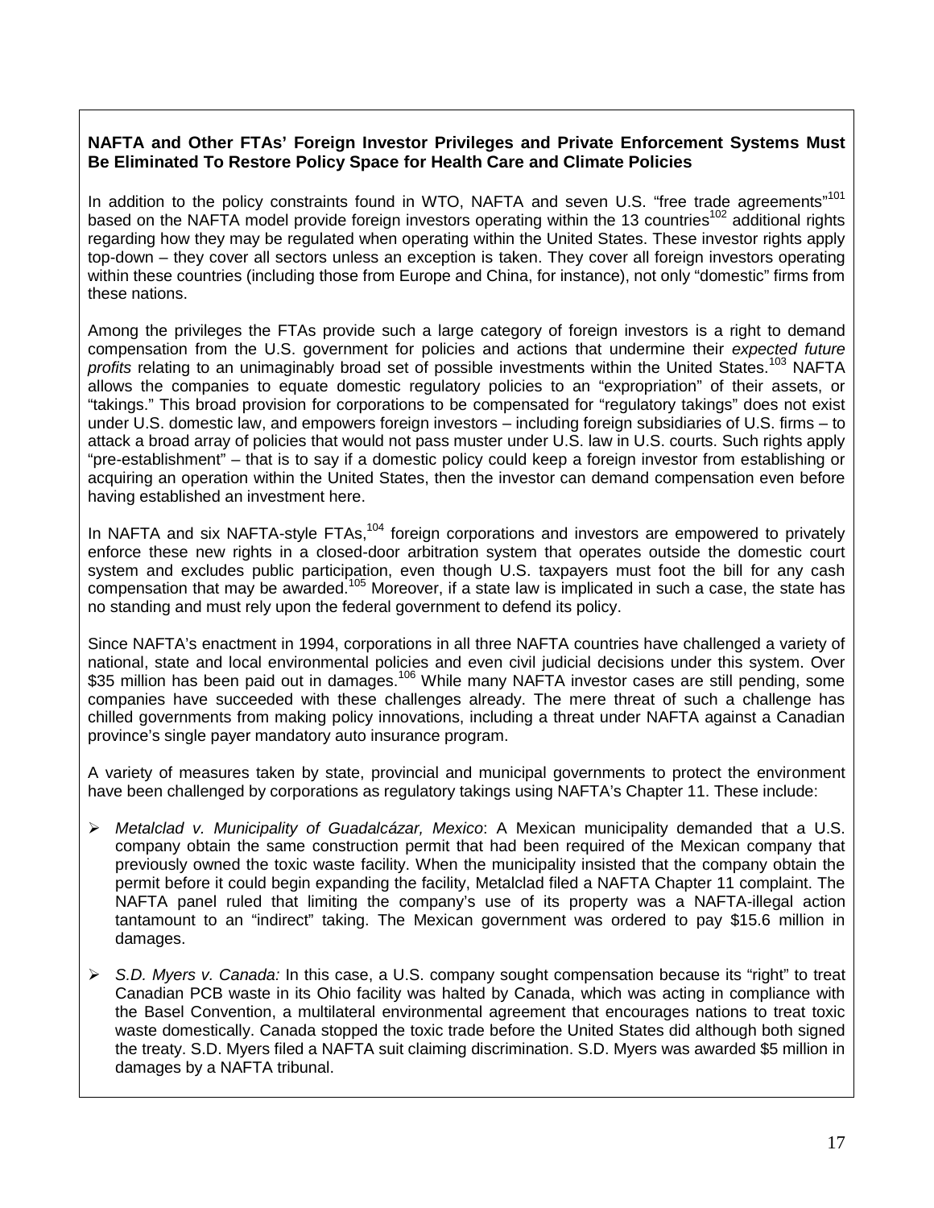**NAFTA and Other FTAs' Foreign Investor Privileges and Private Enforcement Systems Must Be Eliminated To Restore Policy Space for Health Care and Climate Policies**

In addition to the policy constraints found in WTO, NAFTA and seven U.S. "free trade agreements"[101] based on the NAFTA model provide foreign investors operating within the 13 countries[102] additional rights regarding how they may be regulated when operating within the United States. These investor rights apply top-down – they cover all sectors unless an exception is taken. They cover all foreign investors operating within these countries (including those from Europe and China, for instance), not only "domestic" firms from these nations.

Among the privileges the FTAs provide such a large category of foreign investors is a right to demand compensation from the U.S. government for policies and actions that undermine their *expected future profits* relating to an unimaginably broad set of possible investments within the United States.[103] NAFTA allows the companies to equate domestic regulatory policies to an "expropriation" of their assets, or "takings." This broad provision for corporations to be compensated for "regulatory takings" does not exist under U.S. domestic law, and empowers foreign investors – including foreign subsidiaries of U.S. firms – to attack a broad array of policies that would not pass muster under U.S. law in U.S. courts. Such rights apply "pre-establishment" – that is to say if a domestic policy could keep a foreign investor from establishing or acquiring an operation within the United States, then the investor can demand compensation even before having established an investment here.

In NAFTA and six NAFTA-style FTAs,[104] foreign corporations and investors are empowered to privately enforce these new rights in a closed-door arbitration system that operates outside the domestic court system and excludes public participation, even though U.S. taxpayers must foot the bill for any cash compensation that may be awarded.[105] Moreover, if a state law is implicated in such a case, the state has no standing and must rely upon the federal government to defend its policy.

Since NAFTA's enactment in 1994, corporations in all three NAFTA countries have challenged a variety of national, state and local environmental policies and even civil judicial decisions under this system. Over $35 million has been paid out in damages.[106] While many NAFTA investor cases are still pending, some companies have succeeded with these challenges already. The mere threat of such a challenge has chilled governments from making policy innovations, including a threat under NAFTA against a Canadian province's single payer mandatory auto insurance program.

A variety of measures taken by state, provincial and municipal governments to protect the environment have been challenged by corporations as regulatory takings using NAFTA's Chapter 11. These include:

- *Metalclad v. Municipality of Guadalcázar, Mexico*: A Mexican municipality demanded that a U.S. company obtain the same construction permit that had been required of the Mexican company that previously owned the toxic waste facility. When the municipality insisted that the company obtain the permit before it could begin expanding the facility, Metalclad filed a NAFTA Chapter 11 complaint. The NAFTA panel ruled that limiting the company's use of its property was a NAFTA-illegal action tantamount to an "indirect" taking. The Mexican government was ordered to pay $15.6 million in damages.
- *S.D. Myers v. Canada:* In this case, a U.S. company sought compensation because its "right" to treat Canadian PCB waste in its Ohio facility was halted by Canada, which was acting in compliance with the Basel Convention, a multilateral environmental agreement that encourages nations to treat toxic waste domestically. Canada stopped the toxic trade before the United States did although both signed the treaty. S.D. Myers filed a NAFTA suit claiming discrimination. S.D. Myers was awarded $5 million in damages by a NAFTA tribunal.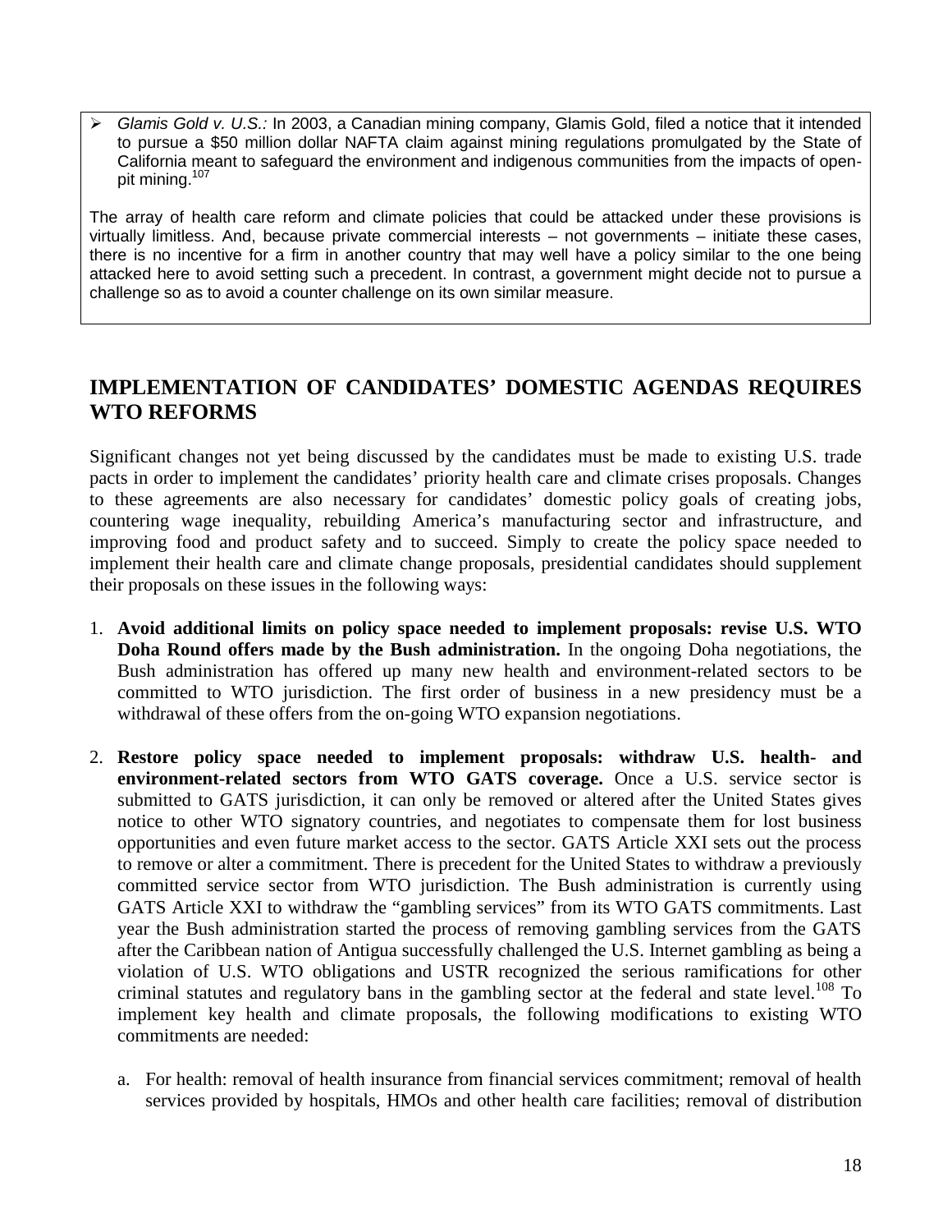- *Glamis Gold v. U.S.:* In 2003, a Canadian mining company, Glamis Gold, filed a notice that it intended to pursue a $50 million dollar NAFTA claim against mining regulations promulgated by the State of California meant to safeguard the environment and indigenous communities from the impacts of open-pit mining.[107]

The array of health care reform and climate policies that could be attacked under these provisions is virtually limitless. And, because private commercial interests – not governments – initiate these cases, there is no incentive for a firm in another country that may well have a policy similar to the one being attacked here to avoid setting such a precedent. In contrast, a government might decide not to pursue a challenge so as to avoid a counter challenge on its own similar measure.

## IMPLEMENTATION OF CANDIDATES' DOMESTIC AGENDAS REQUIRES WTO REFORMS

Significant changes not yet being discussed by the candidates must be made to existing U.S. trade pacts in order to implement the candidates' priority health care and climate crises proposals. Changes to these agreements are also necessary for candidates' domestic policy goals of creating jobs, countering wage inequality, rebuilding America's manufacturing sector and infrastructure, and improving food and product safety and to succeed. Simply to create the policy space needed to implement their health care and climate change proposals, presidential candidates should supplement their proposals on these issues in the following ways:

1. **Avoid additional limits on policy space needed to implement proposals: revise U.S. WTO Doha Round offers made by the Bush administration.** In the ongoing Doha negotiations, the Bush administration has offered up many new health and environment-related sectors to be committed to WTO jurisdiction. The first order of business in a new presidency must be a withdrawal of these offers from the on-going WTO expansion negotiations.

2. **Restore policy space needed to implement proposals: withdraw U.S. health- and environment-related sectors from WTO GATS coverage.** Once a U.S. service sector is submitted to GATS jurisdiction, it can only be removed or altered after the United States gives notice to other WTO signatory countries, and negotiates to compensate them for lost business opportunities and even future market access to the sector. GATS Article XXI sets out the process to remove or alter a commitment. There is precedent for the United States to withdraw a previously committed service sector from WTO jurisdiction. The Bush administration is currently using GATS Article XXI to withdraw the "gambling services" from its WTO GATS commitments. Last year the Bush administration started the process of removing gambling services from the GATS after the Caribbean nation of Antigua successfully challenged the U.S. Internet gambling as being a violation of U.S. WTO obligations and USTR recognized the serious ramifications for other criminal statutes and regulatory bans in the gambling sector at the federal and state level.[108] To implement key health and climate proposals, the following modifications to existing WTO commitments are needed:

    a. For health: removal of health insurance from financial services commitment; removal of health services provided by hospitals, HMOs and other health care facilities; removal of distribution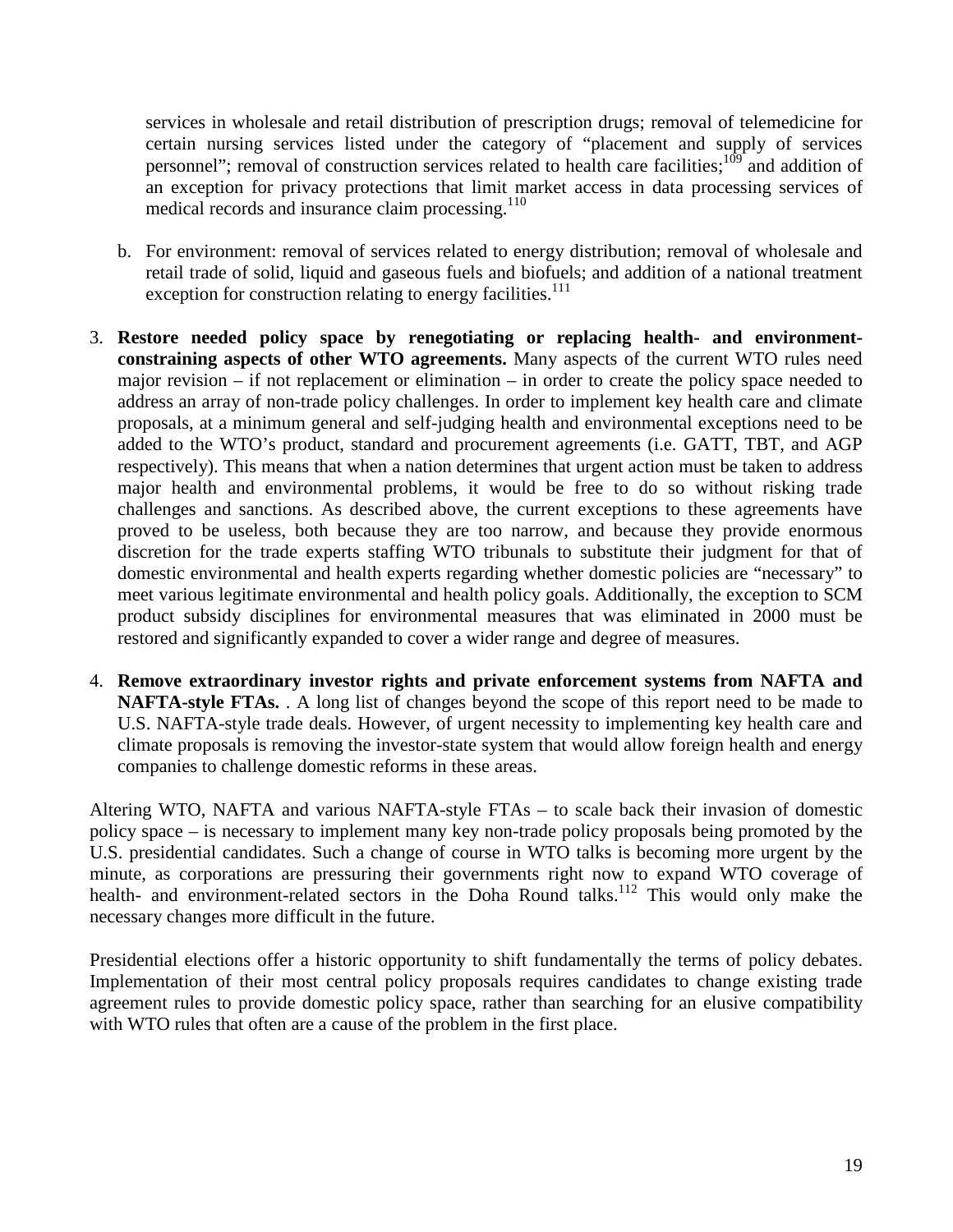services in wholesale and retail distribution of prescription drugs; removal of telemedicine for certain nursing services listed under the category of "placement and supply of services personnel"; removal of construction services related to health care facilities;[109] and addition of an exception for privacy protections that limit market access in data processing services of medical records and insurance claim processing.[110]

b. For environment: removal of services related to energy distribution; removal of wholesale and retail trade of solid, liquid and gaseous fuels and biofuels; and addition of a national treatment exception for construction relating to energy facilities.[111]

3. **Restore needed policy space by renegotiating or replacing health- and environment-constraining aspects of other WTO agreements.** Many aspects of the current WTO rules need major revision – if not replacement or elimination – in order to create the policy space needed to address an array of non-trade policy challenges. In order to implement key health care and climate proposals, at a minimum general and self-judging health and environmental exceptions need to be added to the WTO's product, standard and procurement agreements (i.e. GATT, TBT, and AGP respectively). This means that when a nation determines that urgent action must be taken to address major health and environmental problems, it would be free to do so without risking trade challenges and sanctions. As described above, the current exceptions to these agreements have proved to be useless, both because they are too narrow, and because they provide enormous discretion for the trade experts staffing WTO tribunals to substitute their judgment for that of domestic environmental and health experts regarding whether domestic policies are "necessary" to meet various legitimate environmental and health policy goals. Additionally, the exception to SCM product subsidy disciplines for environmental measures that was eliminated in 2000 must be restored and significantly expanded to cover a wider range and degree of measures.

4. **Remove extraordinary investor rights and private enforcement systems from NAFTA and NAFTA-style FTAs.** . A long list of changes beyond the scope of this report need to be made to U.S. NAFTA-style trade deals. However, of urgent necessity to implementing key health care and climate proposals is removing the investor-state system that would allow foreign health and energy companies to challenge domestic reforms in these areas.

Altering WTO, NAFTA and various NAFTA-style FTAs – to scale back their invasion of domestic policy space – is necessary to implement many key non-trade policy proposals being promoted by the U.S. presidential candidates. Such a change of course in WTO talks is becoming more urgent by the minute, as corporations are pressuring their governments right now to expand WTO coverage of health- and environment-related sectors in the Doha Round talks.[112] This would only make the necessary changes more difficult in the future.

Presidential elections offer a historic opportunity to shift fundamentally the terms of policy debates. Implementation of their most central policy proposals requires candidates to change existing trade agreement rules to provide domestic policy space, rather than searching for an elusive compatibility with WTO rules that often are a cause of the problem in the first place.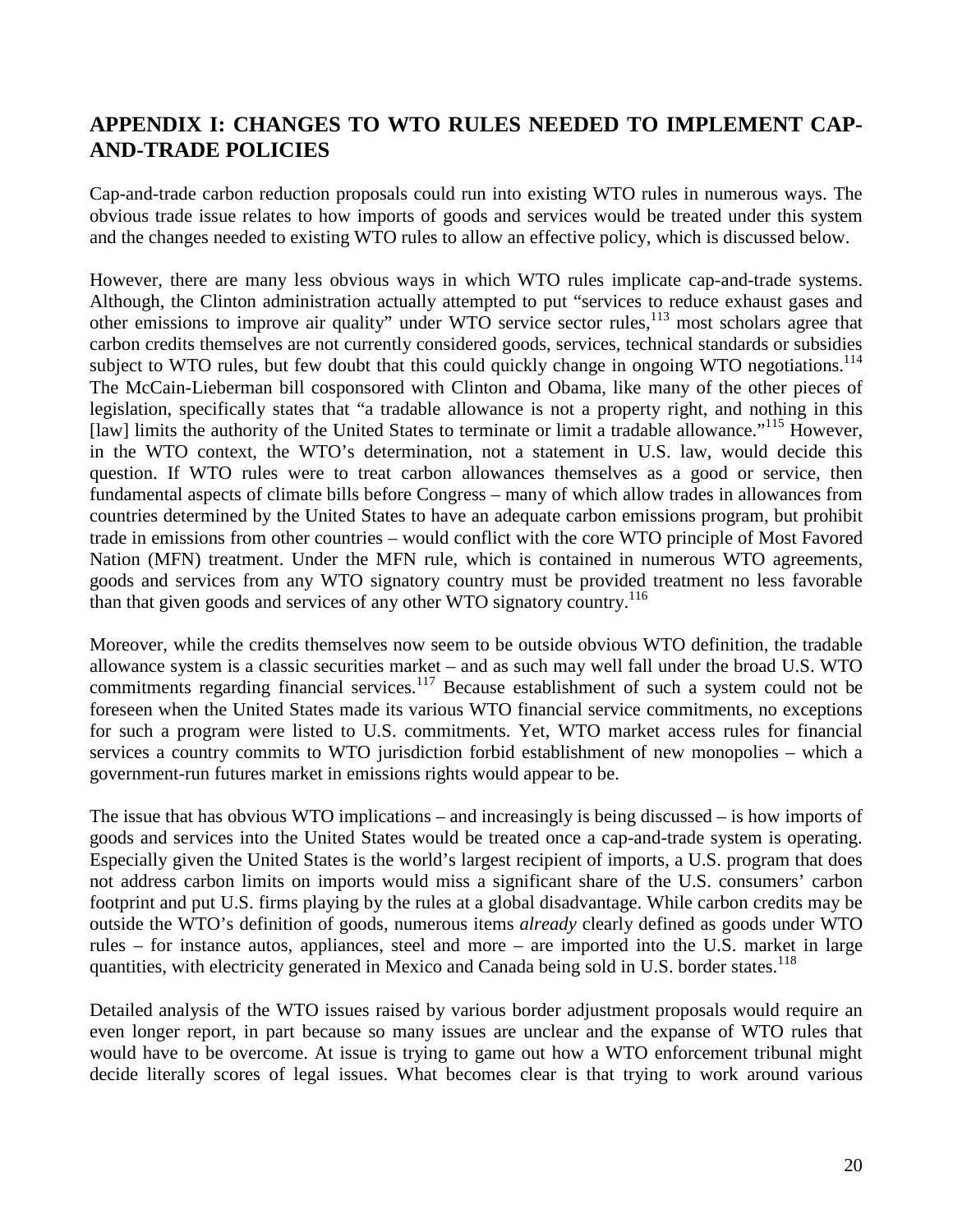## APPENDIX I: CHANGES TO WTO RULES NEEDED TO IMPLEMENT CAP-AND-TRADE POLICIES

Cap-and-trade carbon reduction proposals could run into existing WTO rules in numerous ways. The obvious trade issue relates to how imports of goods and services would be treated under this system and the changes needed to existing WTO rules to allow an effective policy, which is discussed below.

However, there are many less obvious ways in which WTO rules implicate cap-and-trade systems. Although, the Clinton administration actually attempted to put "services to reduce exhaust gases and other emissions to improve air quality" under WTO service sector rules,[113] most scholars agree that carbon credits themselves are not currently considered goods, services, technical standards or subsidies subject to WTO rules, but few doubt that this could quickly change in ongoing WTO negotiations.[114] The McCain-Lieberman bill cosponsored with Clinton and Obama, like many of the other pieces of legislation, specifically states that "a tradable allowance is not a property right, and nothing in this [law] limits the authority of the United States to terminate or limit a tradable allowance."[115] However, in the WTO context, the WTO's determination, not a statement in U.S. law, would decide this question. If WTO rules were to treat carbon allowances themselves as a good or service, then fundamental aspects of climate bills before Congress – many of which allow trades in allowances from countries determined by the United States to have an adequate carbon emissions program, but prohibit trade in emissions from other countries – would conflict with the core WTO principle of Most Favored Nation (MFN) treatment. Under the MFN rule, which is contained in numerous WTO agreements, goods and services from any WTO signatory country must be provided treatment no less favorable than that given goods and services of any other WTO signatory country.[116]

Moreover, while the credits themselves now seem to be outside obvious WTO definition, the tradable allowance system is a classic securities market – and as such may well fall under the broad U.S. WTO commitments regarding financial services.[117] Because establishment of such a system could not be foreseen when the United States made its various WTO financial service commitments, no exceptions for such a program were listed to U.S. commitments. Yet, WTO market access rules for financial services a country commits to WTO jurisdiction forbid establishment of new monopolies – which a government-run futures market in emissions rights would appear to be.

The issue that has obvious WTO implications – and increasingly is being discussed – is how imports of goods and services into the United States would be treated once a cap-and-trade system is operating. Especially given the United States is the world's largest recipient of imports, a U.S. program that does not address carbon limits on imports would miss a significant share of the U.S. consumers' carbon footprint and put U.S. firms playing by the rules at a global disadvantage. While carbon credits may be outside the WTO's definition of goods, numerous items *already* clearly defined as goods under WTO rules – for instance autos, appliances, steel and more – are imported into the U.S. market in large quantities, with electricity generated in Mexico and Canada being sold in U.S. border states.[118]

Detailed analysis of the WTO issues raised by various border adjustment proposals would require an even longer report, in part because so many issues are unclear and the expanse of WTO rules that would have to be overcome. At issue is trying to game out how a WTO enforcement tribunal might decide literally scores of legal issues. What becomes clear is that trying to work around various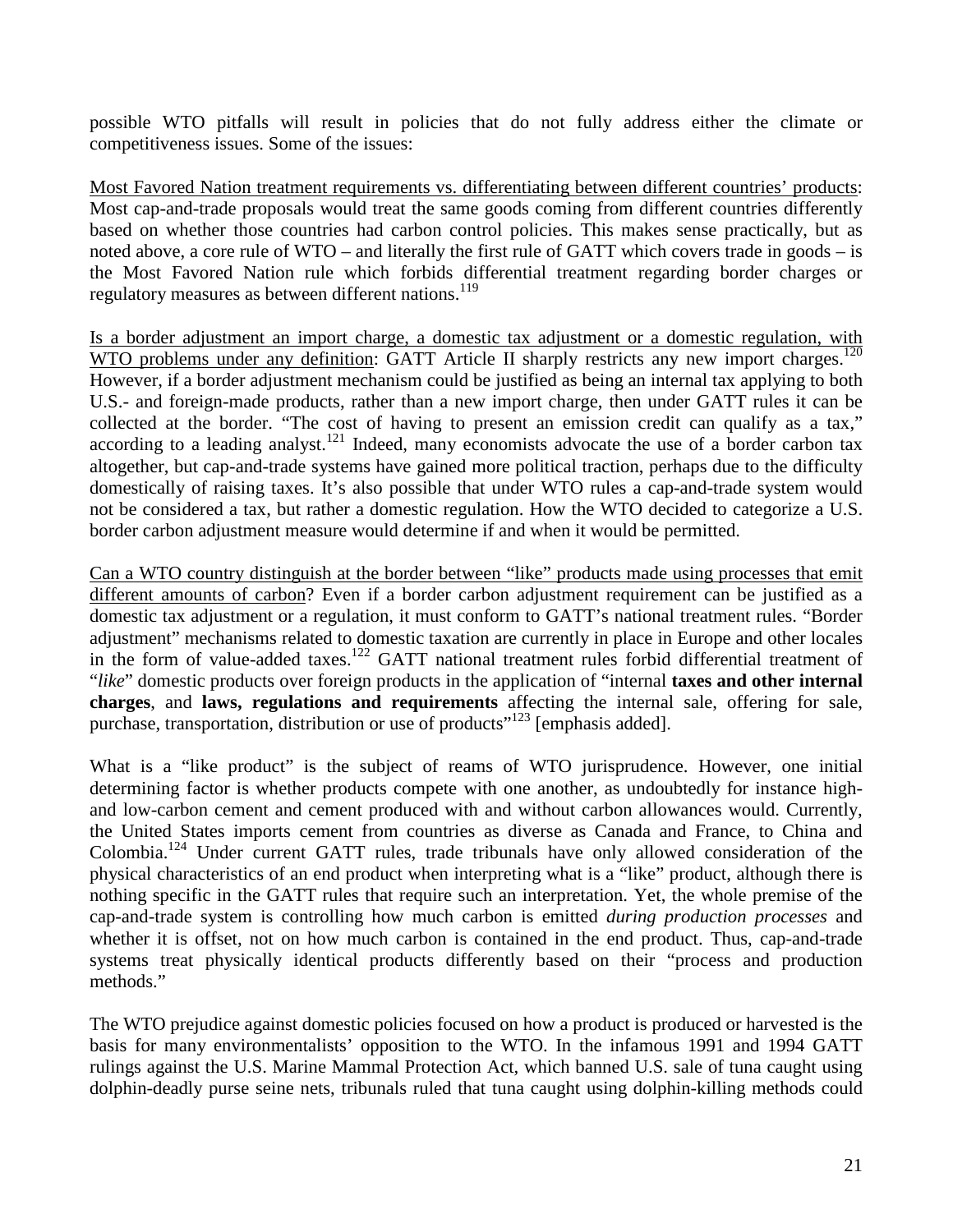possible WTO pitfalls will result in policies that do not fully address either the climate or competitiveness issues. Some of the issues:

<u>Most Favored Nation treatment requirements vs. differentiating between different countries' products</u>: Most cap-and-trade proposals would treat the same goods coming from different countries differently based on whether those countries had carbon control policies. This makes sense practically, but as noted above, a core rule of WTO – and literally the first rule of GATT which covers trade in goods – is the Most Favored Nation rule which forbids differential treatment regarding border charges or regulatory measures as between different nations.[119]

<u>Is a border adjustment an import charge, a domestic tax adjustment or a domestic regulation, with WTO problems under any definition</u>: GATT Article II sharply restricts any new import charges.[120] However, if a border adjustment mechanism could be justified as being an internal tax applying to both U.S.- and foreign-made products, rather than a new import charge, then under GATT rules it can be collected at the border. "The cost of having to present an emission credit can qualify as a tax," according to a leading analyst.[121] Indeed, many economists advocate the use of a border carbon tax altogether, but cap-and-trade systems have gained more political traction, perhaps due to the difficulty domestically of raising taxes. It's also possible that under WTO rules a cap-and-trade system would not be considered a tax, but rather a domestic regulation. How the WTO decided to categorize a U.S. border carbon adjustment measure would determine if and when it would be permitted.

<u>Can a WTO country distinguish at the border between "like" products made using processes that emit different amounts of carbon</u>? Even if a border carbon adjustment requirement can be justified as a domestic tax adjustment or a regulation, it must conform to GATT's national treatment rules. "Border adjustment" mechanisms related to domestic taxation are currently in place in Europe and other locales in the form of value-added taxes.[122] GATT national treatment rules forbid differential treatment of "*like*" domestic products over foreign products in the application of "internal **taxes and other internal charges**, and **laws, regulations and requirements** affecting the internal sale, offering for sale, purchase, transportation, distribution or use of products"[123] [emphasis added].

What is a "like product" is the subject of reams of WTO jurisprudence. However, one initial determining factor is whether products compete with one another, as undoubtedly for instance high- and low-carbon cement and cement produced with and without carbon allowances would. Currently, the United States imports cement from countries as diverse as Canada and France, to China and Colombia.[124] Under current GATT rules, trade tribunals have only allowed consideration of the physical characteristics of an end product when interpreting what is a "like" product, although there is nothing specific in the GATT rules that require such an interpretation. Yet, the whole premise of the cap-and-trade system is controlling how much carbon is emitted *during production processes* and whether it is offset, not on how much carbon is contained in the end product. Thus, cap-and-trade systems treat physically identical products differently based on their "process and production methods."

The WTO prejudice against domestic policies focused on how a product is produced or harvested is the basis for many environmentalists' opposition to the WTO. In the infamous 1991 and 1994 GATT rulings against the U.S. Marine Mammal Protection Act, which banned U.S. sale of tuna caught using dolphin-deadly purse seine nets, tribunals ruled that tuna caught using dolphin-killing methods could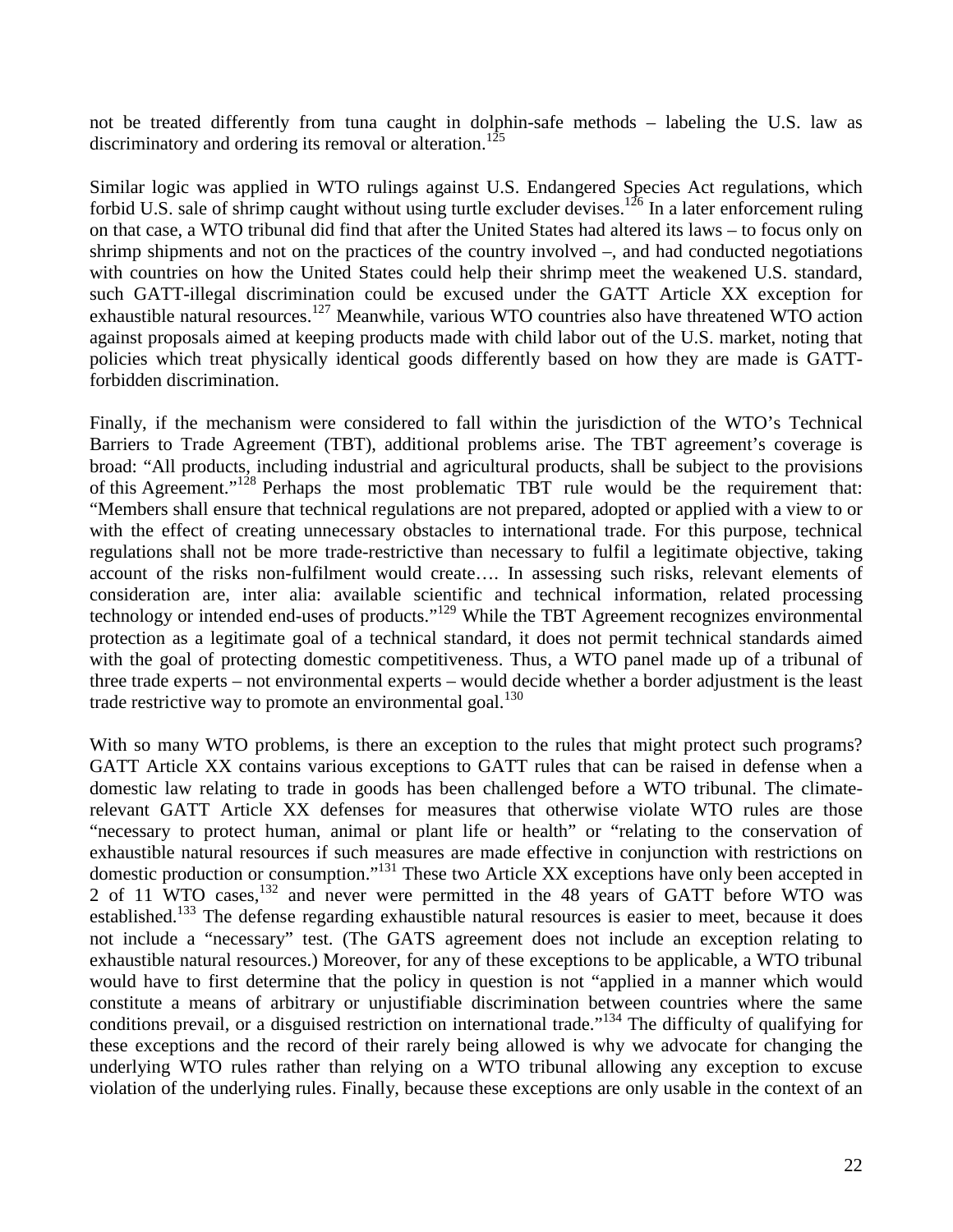not be treated differently from tuna caught in dolphin-safe methods – labeling the U.S. law as discriminatory and ordering its removal or alteration.[125]

Similar logic was applied in WTO rulings against U.S. Endangered Species Act regulations, which forbid U.S. sale of shrimp caught without using turtle excluder devises.[126] In a later enforcement ruling on that case, a WTO tribunal did find that after the United States had altered its laws – to focus only on shrimp shipments and not on the practices of the country involved –, and had conducted negotiations with countries on how the United States could help their shrimp meet the weakened U.S. standard, such GATT-illegal discrimination could be excused under the GATT Article XX exception for exhaustible natural resources.[127] Meanwhile, various WTO countries also have threatened WTO action against proposals aimed at keeping products made with child labor out of the U.S. market, noting that policies which treat physically identical goods differently based on how they are made is GATT-forbidden discrimination.

Finally, if the mechanism were considered to fall within the jurisdiction of the WTO's Technical Barriers to Trade Agreement (TBT), additional problems arise. The TBT agreement's coverage is broad: "All products, including industrial and agricultural products, shall be subject to the provisions of this Agreement."[128] Perhaps the most problematic TBT rule would be the requirement that: "Members shall ensure that technical regulations are not prepared, adopted or applied with a view to or with the effect of creating unnecessary obstacles to international trade. For this purpose, technical regulations shall not be more trade-restrictive than necessary to fulfil a legitimate objective, taking account of the risks non-fulfilment would create…. In assessing such risks, relevant elements of consideration are, inter alia: available scientific and technical information, related processing technology or intended end-uses of products."[129] While the TBT Agreement recognizes environmental protection as a legitimate goal of a technical standard, it does not permit technical standards aimed with the goal of protecting domestic competitiveness. Thus, a WTO panel made up of a tribunal of three trade experts – not environmental experts – would decide whether a border adjustment is the least trade restrictive way to promote an environmental goal.[130]

With so many WTO problems, is there an exception to the rules that might protect such programs? GATT Article XX contains various exceptions to GATT rules that can be raised in defense when a domestic law relating to trade in goods has been challenged before a WTO tribunal. The climate-relevant GATT Article XX defenses for measures that otherwise violate WTO rules are those "necessary to protect human, animal or plant life or health" or "relating to the conservation of exhaustible natural resources if such measures are made effective in conjunction with restrictions on domestic production or consumption."[131] These two Article XX exceptions have only been accepted in 2 of 11 WTO cases,[132] and never were permitted in the 48 years of GATT before WTO was established.[133] The defense regarding exhaustible natural resources is easier to meet, because it does not include a "necessary" test. (The GATS agreement does not include an exception relating to exhaustible natural resources.) Moreover, for any of these exceptions to be applicable, a WTO tribunal would have to first determine that the policy in question is not "applied in a manner which would constitute a means of arbitrary or unjustifiable discrimination between countries where the same conditions prevail, or a disguised restriction on international trade."[134] The difficulty of qualifying for these exceptions and the record of their rarely being allowed is why we advocate for changing the underlying WTO rules rather than relying on a WTO tribunal allowing any exception to excuse violation of the underlying rules. Finally, because these exceptions are only usable in the context of an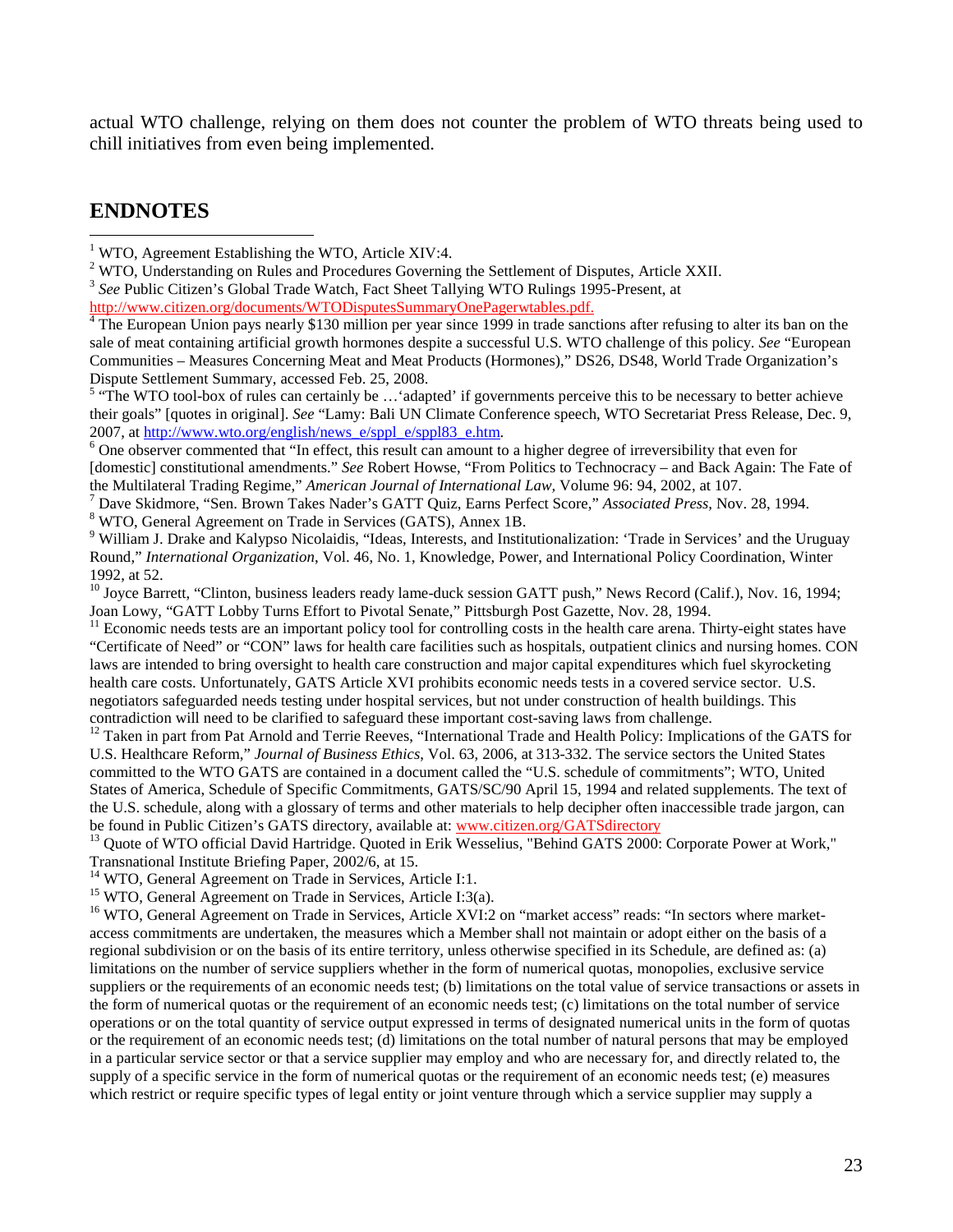actual WTO challenge, relying on them does not counter the problem of WTO threats being used to chill initiatives from even being implemented.

## ENDNOTES

[1] WTO, Agreement Establishing the WTO, Article XIV:4.

[2] WTO, Understanding on Rules and Procedures Governing the Settlement of Disputes, Article XXII.

[3] *See* Public Citizen's Global Trade Watch, Fact Sheet Tallying WTO Rulings 1995-Present, at http://www.citizen.org/documents/WTODisputesSummaryOnePagerwtables.pdf.

[4] The European Union pays nearly $130 million per year since 1999 in trade sanctions after refusing to alter its ban on the sale of meat containing artificial growth hormones despite a successful U.S. WTO challenge of this policy. *See* "European Communities – Measures Concerning Meat and Meat Products (Hormones)," DS26, DS48, World Trade Organization's Dispute Settlement Summary, accessed Feb. 25, 2008.

[5] "The WTO tool-box of rules can certainly be …'adapted' if governments perceive this to be necessary to better achieve their goals" [quotes in original]. *See* "Lamy: Bali UN Climate Conference speech, WTO Secretariat Press Release, Dec. 9, 2007, at http://www.wto.org/english/news_e/sppl_e/sppl83_e.htm.

[6] One observer commented that "In effect, this result can amount to a higher degree of irreversibility that even for [domestic] constitutional amendments." *See* Robert Howse, "From Politics to Technocracy – and Back Again: The Fate of the Multilateral Trading Regime," *American Journal of International Law*, Volume 96: 94, 2002, at 107.

[7] Dave Skidmore, "Sen. Brown Takes Nader's GATT Quiz, Earns Perfect Score," *Associated Press*, Nov. 28, 1994.

[8] WTO, General Agreement on Trade in Services (GATS), Annex 1B.

[9] William J. Drake and Kalypso Nicolaidis, "Ideas, Interests, and Institutionalization: 'Trade in Services' and the Uruguay Round," *International Organization*, Vol. 46, No. 1, Knowledge, Power, and International Policy Coordination, Winter 1992, at 52.

[10] Joyce Barrett, "Clinton, business leaders ready lame-duck session GATT push," News Record (Calif.), Nov. 16, 1994; Joan Lowy, "GATT Lobby Turns Effort to Pivotal Senate," Pittsburgh Post Gazette, Nov. 28, 1994.

[11] Economic needs tests are an important policy tool for controlling costs in the health care arena. Thirty-eight states have "Certificate of Need" or "CON" laws for health care facilities such as hospitals, outpatient clinics and nursing homes. CON laws are intended to bring oversight to health care construction and major capital expenditures which fuel skyrocketing health care costs. Unfortunately, GATS Article XVI prohibits economic needs tests in a covered service sector. U.S. negotiators safeguarded needs testing under hospital services, but not under construction of health buildings. This contradiction will need to be clarified to safeguard these important cost-saving laws from challenge.

[12] Taken in part from Pat Arnold and Terrie Reeves, "International Trade and Health Policy: Implications of the GATS for U.S. Healthcare Reform," *Journal of Business Ethics*, Vol. 63, 2006, at 313-332. The service sectors the United States committed to the WTO GATS are contained in a document called the "U.S. schedule of commitments"; WTO, United States of America, Schedule of Specific Commitments, GATS/SC/90 April 15, 1994 and related supplements. The text of the U.S. schedule, along with a glossary of terms and other materials to help decipher often inaccessible trade jargon, can be found in Public Citizen's GATS directory, available at: www.citizen.org/GATSdirectory

[13] Quote of WTO official David Hartridge. Quoted in Erik Wesselius, "Behind GATS 2000: Corporate Power at Work," Transnational Institute Briefing Paper, 2002/6, at 15.

[14] WTO, General Agreement on Trade in Services, Article I:1.

[15] WTO, General Agreement on Trade in Services, Article I:3(a).

[16] WTO, General Agreement on Trade in Services, Article XVI:2 on "market access" reads: "In sectors where market-access commitments are undertaken, the measures which a Member shall not maintain or adopt either on the basis of a regional subdivision or on the basis of its entire territory, unless otherwise specified in its Schedule, are defined as: (a) limitations on the number of service suppliers whether in the form of numerical quotas, monopolies, exclusive service suppliers or the requirements of an economic needs test; (b) limitations on the total value of service transactions or assets in the form of numerical quotas or the requirement of an economic needs test; (c) limitations on the total number of service operations or on the total quantity of service output expressed in terms of designated numerical units in the form of quotas or the requirement of an economic needs test; (d) limitations on the total number of natural persons that may be employed in a particular service sector or that a service supplier may employ and who are necessary for, and directly related to, the supply of a specific service in the form of numerical quotas or the requirement of an economic needs test; (e) measures which restrict or require specific types of legal entity or joint venture through which a service supplier may supply a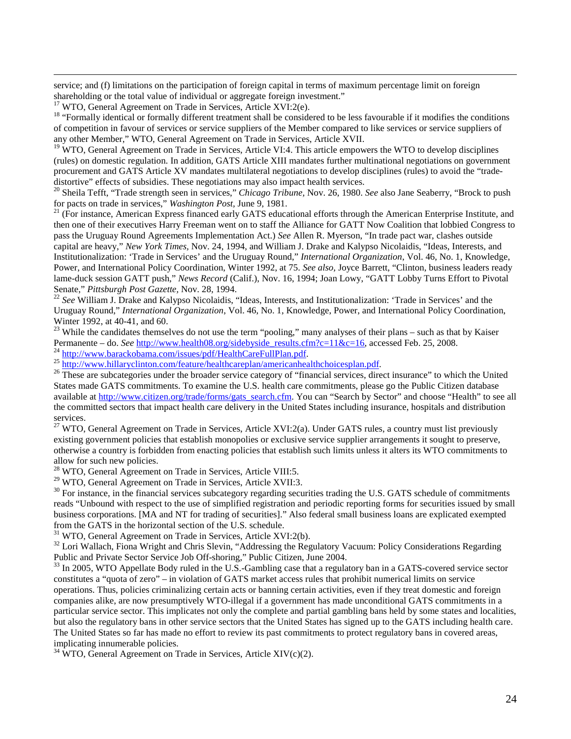service; and (f) limitations on the participation of foreign capital in terms of maximum percentage limit on foreign shareholding or the total value of individual or aggregate foreign investment."

[17] WTO, General Agreement on Trade in Services, Article XVI:2(e).

[18] "Formally identical or formally different treatment shall be considered to be less favourable if it modifies the conditions of competition in favour of services or service suppliers of the Member compared to like services or service suppliers of any other Member," WTO, General Agreement on Trade in Services, Article XVII.

[19] WTO, General Agreement on Trade in Services, Article VI:4. This article empowers the WTO to develop disciplines (rules) on domestic regulation. In addition, GATS Article XIII mandates further multinational negotiations on government procurement and GATS Article XV mandates multilateral negotiations to develop disciplines (rules) to avoid the "trade-distortive" effects of subsidies. These negotiations may also impact health services.

[20] Sheila Tefft, "Trade strength seen in services," *Chicago Tribune,* Nov. 26, 1980. *See* also Jane Seaberry, "Brock to push for pacts on trade in services," *Washington Post,* June 9, 1981.

[21] (For instance, American Express financed early GATS educational efforts through the American Enterprise Institute, and then one of their executives Harry Freeman went on to staff the Alliance for GATT Now Coalition that lobbied Congress to pass the Uruguay Round Agreements Implementation Act.) *See* Allen R. Myerson, "In trade pact war, clashes outside capital are heavy," *New York Times,* Nov. 24, 1994, and William J. Drake and Kalypso Nicolaidis, "Ideas, Interests, and Institutionalization: 'Trade in Services' and the Uruguay Round," *International Organization*, Vol. 46, No. 1, Knowledge, Power, and International Policy Coordination, Winter 1992, at 75. *See also,* Joyce Barrett, "Clinton, business leaders ready lame-duck session GATT push," *News Record* (Calif.), Nov. 16, 1994; Joan Lowy, "GATT Lobby Turns Effort to Pivotal Senate," *Pittsburgh Post Gazette,* Nov. 28, 1994.

[22] *See* William J. Drake and Kalypso Nicolaidis, "Ideas, Interests, and Institutionalization: 'Trade in Services' and the Uruguay Round," *International Organization*, Vol. 46, No. 1, Knowledge, Power, and International Policy Coordination, Winter 1992, at 40-41, and 60.

[23] While the candidates themselves do not use the term "pooling," many analyses of their plans – such as that by Kaiser Permanente – do. *See* http://www.health08.org/sidebyside_results.cfm?c=11&c=16, accessed Feb. 25, 2008.

[24] http://www.barackobama.com/issues/pdf/HealthCareFullPlan.pdf.

[25] http://www.hillaryclinton.com/feature/healthcareplan/americanhealthchoicesplan.pdf.

[26] These are subcategories under the broader service category of "financial services, direct insurance" to which the United States made GATS commitments. To examine the U.S. health care commitments, please go the Public Citizen database available at http://www.citizen.org/trade/forms/gats_search.cfm. You can "Search by Sector" and choose "Health" to see all the committed sectors that impact health care delivery in the United States including insurance, hospitals and distribution services.

[27] WTO, General Agreement on Trade in Services, Article XVI:2(a). Under GATS rules, a country must list previously existing government policies that establish monopolies or exclusive service supplier arrangements it sought to preserve, otherwise a country is forbidden from enacting policies that establish such limits unless it alters its WTO commitments to allow for such new policies.

[28] WTO, General Agreement on Trade in Services, Article VIII:5.

[29] WTO, General Agreement on Trade in Services, Article XVII:3.

[30] For instance, in the financial services subcategory regarding securities trading the U.S. GATS schedule of commitments reads "Unbound with respect to the use of simplified registration and periodic reporting forms for securities issued by small business corporations. [MA and NT for trading of securities]." Also federal small business loans are explicated exempted from the GATS in the horizontal section of the U.S. schedule.

[31] WTO, General Agreement on Trade in Services, Article XVI:2(b).

[32] Lori Wallach, Fiona Wright and Chris Slevin, "Addressing the Regulatory Vacuum: Policy Considerations Regarding Public and Private Sector Service Job Off-shoring," Public Citizen, June 2004.

[33] In 2005, WTO Appellate Body ruled in the U.S.-Gambling case that a regulatory ban in a GATS-covered service sector constitutes a "quota of zero" – in violation of GATS market access rules that prohibit numerical limits on service operations. Thus, policies criminalizing certain acts or banning certain activities, even if they treat domestic and foreign companies alike, are now presumptively WTO-illegal if a government has made unconditional GATS commitments in a particular service sector. This implicates not only the complete and partial gambling bans held by some states and localities, but also the regulatory bans in other service sectors that the United States has signed up to the GATS including health care. The United States so far has made no effort to review its past commitments to protect regulatory bans in covered areas, implicating innumerable policies.

[34] WTO, General Agreement on Trade in Services, Article XIV(c)(2).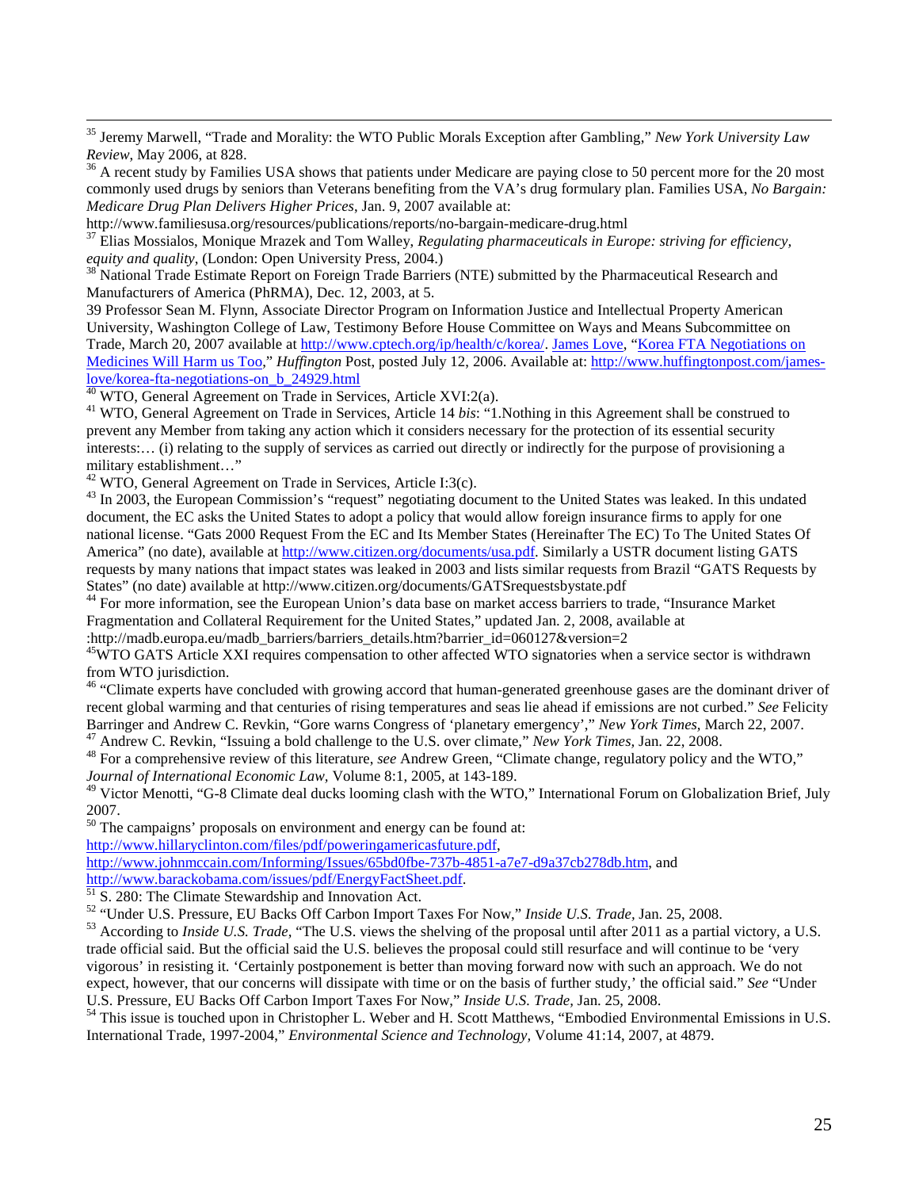[35] Jeremy Marwell, "Trade and Morality: the WTO Public Morals Exception after Gambling," *New York University Law Review*, May 2006, at 828.

[36] A recent study by Families USA shows that patients under Medicare are paying close to 50 percent more for the 20 most commonly used drugs by seniors than Veterans benefiting from the VA's drug formulary plan. Families USA, *No Bargain: Medicare Drug Plan Delivers Higher Prices*, Jan. 9, 2007 available at: http://www.familiesusa.org/resources/publications/reports/no-bargain-medicare-drug.html

[37] Elias Mossialos, Monique Mrazek and Tom Walley, *Regulating pharmaceuticals in Europe: striving for efficiency, equity and quality*, (London: Open University Press, 2004.)

[38] National Trade Estimate Report on Foreign Trade Barriers (NTE) submitted by the Pharmaceutical Research and Manufacturers of America (PhRMA), Dec. 12, 2003, at 5.

39 Professor Sean M. Flynn, Associate Director Program on Information Justice and Intellectual Property American University, Washington College of Law, Testimony Before House Committee on Ways and Means Subcommittee on Trade, March 20, 2007 available at http://www.cptech.org/ip/health/c/korea/. James Love, "Korea FTA Negotiations on Medicines Will Harm us Too," *Huffington* Post, posted July 12, 2006. Available at: http://www.huffingtonpost.com/james-love/korea-fta-negotiations-on_b_24929.html

[40] WTO, General Agreement on Trade in Services, Article XVI:2(a).

[41] WTO, General Agreement on Trade in Services, Article 14 *bis*: "1.Nothing in this Agreement shall be construed to prevent any Member from taking any action which it considers necessary for the protection of its essential security interests:… (i) relating to the supply of services as carried out directly or indirectly for the purpose of provisioning a military establishment…"

[42] WTO, General Agreement on Trade in Services, Article I:3(c).

[43] In 2003, the European Commission's "request" negotiating document to the United States was leaked. In this undated document, the EC asks the United States to adopt a policy that would allow foreign insurance firms to apply for one national license. "Gats 2000 Request From the EC and Its Member States (Hereinafter The EC) To The United States Of America" (no date), available at http://www.citizen.org/documents/usa.pdf. Similarly a USTR document listing GATS requests by many nations that impact states was leaked in 2003 and lists similar requests from Brazil "GATS Requests by States" (no date) available at http://www.citizen.org/documents/GATSrequestsbystate.pdf

[44] For more information, see the European Union's data base on market access barriers to trade, "Insurance Market Fragmentation and Collateral Requirement for the United States," updated Jan. 2, 2008, available at :http://madb.europa.eu/madb_barriers/barriers_details.htm?barrier_id=060127&version=2

[45]WTO GATS Article XXI requires compensation to other affected WTO signatories when a service sector is withdrawn from WTO jurisdiction.

[46] "Climate experts have concluded with growing accord that human-generated greenhouse gases are the dominant driver of recent global warming and that centuries of rising temperatures and seas lie ahead if emissions are not curbed." *See* Felicity Barringer and Andrew C. Revkin, "Gore warns Congress of 'planetary emergency'," *New York Times*, March 22, 2007.

[47] Andrew C. Revkin, "Issuing a bold challenge to the U.S. over climate," *New York Times*, Jan. 22, 2008.

[48] For a comprehensive review of this literature, *see* Andrew Green, "Climate change, regulatory policy and the WTO," *Journal of International Economic Law*, Volume 8:1, 2005, at 143-189.

[49] Victor Menotti, "G-8 Climate deal ducks looming clash with the WTO," International Forum on Globalization Brief, July 2007.

[50] The campaigns' proposals on environment and energy can be found at: http://www.hillaryclinton.com/files/pdf/poweringamericasfuture.pdf, http://www.johnmccain.com/Informing/Issues/65bd0fbe-737b-4851-a7e7-d9a37cb278db.htm, and http://www.barackobama.com/issues/pdf/EnergyFactSheet.pdf.

[51] S. 280: The Climate Stewardship and Innovation Act.

[52] "Under U.S. Pressure, EU Backs Off Carbon Import Taxes For Now," *Inside U.S. Trade*, Jan. 25, 2008.

[53] According to *Inside U.S. Trade*, "The U.S. views the shelving of the proposal until after 2011 as a partial victory, a U.S. trade official said. But the official said the U.S. believes the proposal could still resurface and will continue to be 'very vigorous' in resisting it. 'Certainly postponement is better than moving forward now with such an approach. We do not expect, however, that our concerns will dissipate with time or on the basis of further study,' the official said." *See* "Under U.S. Pressure, EU Backs Off Carbon Import Taxes For Now," *Inside U.S. Trade*, Jan. 25, 2008.

[54] This issue is touched upon in Christopher L. Weber and H. Scott Matthews, "Embodied Environmental Emissions in U.S. International Trade, 1997-2004," *Environmental Science and Technology*, Volume 41:14, 2007, at 4879.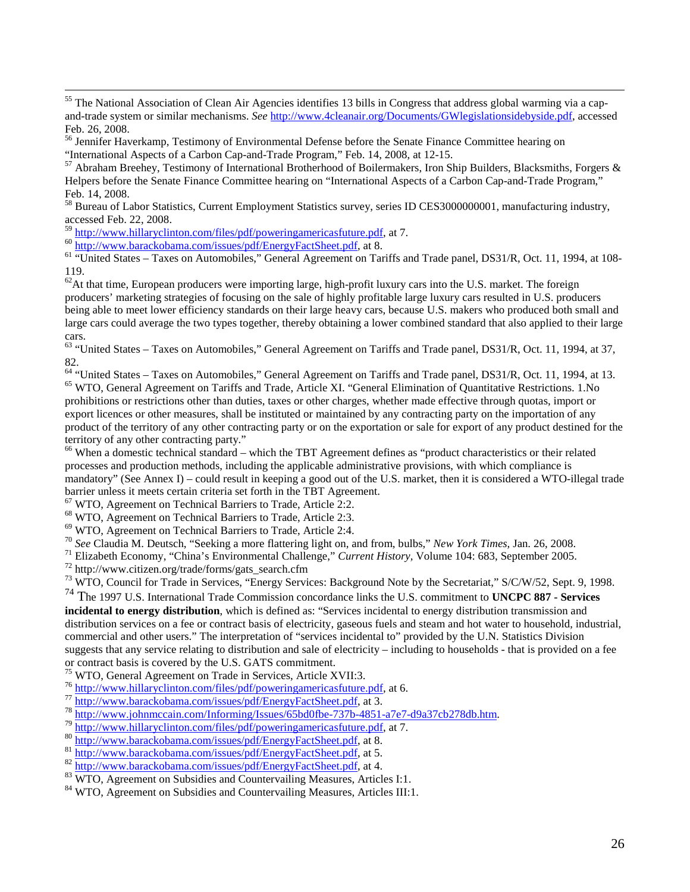[55] The National Association of Clean Air Agencies identifies 13 bills in Congress that address global warming via a cap-and-trade system or similar mechanisms. *See* http://www.4cleanair.org/Documents/GWlegislationsidebyside.pdf, accessed Feb. 26, 2008.

[56] Jennifer Haverkamp, Testimony of Environmental Defense before the Senate Finance Committee hearing on "International Aspects of a Carbon Cap-and-Trade Program," Feb. 14, 2008, at 12-15.

[57] Abraham Breehey, Testimony of International Brotherhood of Boilermakers, Iron Ship Builders, Blacksmiths, Forgers & Helpers before the Senate Finance Committee hearing on "International Aspects of a Carbon Cap-and-Trade Program," Feb. 14, 2008.

[58] Bureau of Labor Statistics, Current Employment Statistics survey, series ID CES3000000001, manufacturing industry, accessed Feb. 22, 2008.

[59] http://www.hillaryclinton.com/files/pdf/poweringamericasfuture.pdf, at 7.

[60] http://www.barackobama.com/issues/pdf/EnergyFactSheet.pdf, at 8.

[61] "United States – Taxes on Automobiles," General Agreement on Tariffs and Trade panel, DS31/R, Oct. 11, 1994, at 108-119.

[62] At that time, European producers were importing large, high-profit luxury cars into the U.S. market. The foreign producers' marketing strategies of focusing on the sale of highly profitable large luxury cars resulted in U.S. producers being able to meet lower efficiency standards on their large heavy cars, because U.S. makers who produced both small and large cars could average the two types together, thereby obtaining a lower combined standard that also applied to their large cars.

[63] "United States – Taxes on Automobiles," General Agreement on Tariffs and Trade panel, DS31/R, Oct. 11, 1994, at 37, 82.

[64] "United States – Taxes on Automobiles," General Agreement on Tariffs and Trade panel, DS31/R, Oct. 11, 1994, at 13.

[65] WTO, General Agreement on Tariffs and Trade, Article XI. "General Elimination of Quantitative Restrictions. 1.No prohibitions or restrictions other than duties, taxes or other charges, whether made effective through quotas, import or export licences or other measures, shall be instituted or maintained by any contracting party on the importation of any product of the territory of any other contracting party or on the exportation or sale for export of any product destined for the territory of any other contracting party."

[66] When a domestic technical standard – which the TBT Agreement defines as "product characteristics or their related processes and production methods, including the applicable administrative provisions, with which compliance is mandatory" (See Annex I) – could result in keeping a good out of the U.S. market, then it is considered a WTO-illegal trade barrier unless it meets certain criteria set forth in the TBT Agreement.

[67] WTO, Agreement on Technical Barriers to Trade, Article 2:2.

[68] WTO, Agreement on Technical Barriers to Trade, Article 2:3.

[69] WTO, Agreement on Technical Barriers to Trade, Article 2:4.

[70] *See* Claudia M. Deutsch, "Seeking a more flattering light on, and from, bulbs," *New York Times*, Jan. 26, 2008.

[71] Elizabeth Economy, "China's Environmental Challenge," *Current History*, Volume 104: 683, September 2005.

[72] http://www.citizen.org/trade/forms/gats_search.cfm

[73] WTO, Council for Trade in Services, "Energy Services: Background Note by the Secretariat," S/C/W/52, Sept. 9, 1998.

[74] The 1997 U.S. International Trade Commission concordance links the U.S. commitment to **UNCPC 887 - Services incidental to energy distribution**, which is defined as: "Services incidental to energy distribution transmission and distribution services on a fee or contract basis of electricity, gaseous fuels and steam and hot water to household, industrial, commercial and other users." The interpretation of "services incidental to" provided by the U.N. Statistics Division suggests that any service relating to distribution and sale of electricity – including to households - that is provided on a fee or contract basis is covered by the U.S. GATS commitment.

[75] WTO, General Agreement on Trade in Services, Article XVII:3.

[76] http://www.hillaryclinton.com/files/pdf/poweringamericasfuture.pdf, at 6.

[77] http://www.barackobama.com/issues/pdf/EnergyFactSheet.pdf, at 3.

[78] http://www.johnmccain.com/Informing/Issues/65bd0fbe-737b-4851-a7e7-d9a37cb278db.htm.

[79] http://www.hillaryclinton.com/files/pdf/poweringamericasfuture.pdf, at 7.

[80] http://www.barackobama.com/issues/pdf/EnergyFactSheet.pdf, at 8.

[81] http://www.barackobama.com/issues/pdf/EnergyFactSheet.pdf, at 5.

[82] http://www.barackobama.com/issues/pdf/EnergyFactSheet.pdf, at 4.

[83] WTO, Agreement on Subsidies and Countervailing Measures, Articles I:1.

[84] WTO, Agreement on Subsidies and Countervailing Measures, Articles III:1.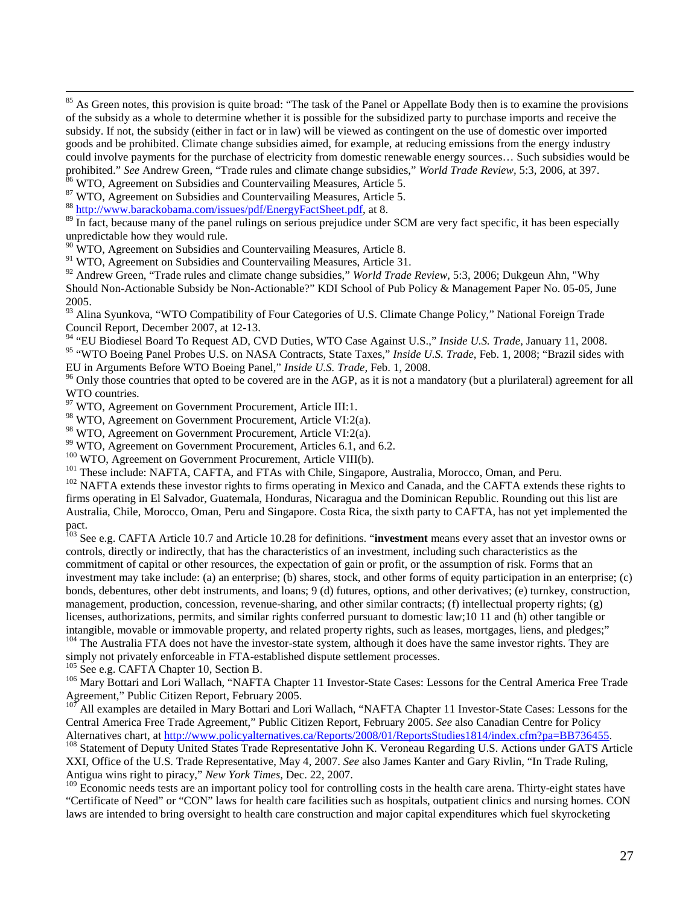[85] As Green notes, this provision is quite broad: "The task of the Panel or Appellate Body then is to examine the provisions of the subsidy as a whole to determine whether it is possible for the subsidized party to purchase imports and receive the subsidy. If not, the subsidy (either in fact or in law) will be viewed as contingent on the use of domestic over imported goods and be prohibited. Climate change subsidies aimed, for example, at reducing emissions from the energy industry could involve payments for the purchase of electricity from domestic renewable energy sources… Such subsidies would be prohibited." *See* Andrew Green, "Trade rules and climate change subsidies," *World Trade Review*, 5:3, 2006, at 397.

[86] WTO, Agreement on Subsidies and Countervailing Measures, Article 5.

[87] WTO, Agreement on Subsidies and Countervailing Measures, Article 5.

[88] http://www.barackobama.com/issues/pdf/EnergyFactSheet.pdf, at 8.

[89] In fact, because many of the panel rulings on serious prejudice under SCM are very fact specific, it has been especially unpredictable how they would rule.

[90] WTO, Agreement on Subsidies and Countervailing Measures, Article 8.

[91] WTO, Agreement on Subsidies and Countervailing Measures, Article 31.

[92] Andrew Green, "Trade rules and climate change subsidies," *World Trade Review*, 5:3, 2006; Dukgeun Ahn, "Why Should Non-Actionable Subsidy be Non-Actionable?" KDI School of Pub Policy & Management Paper No. 05-05, June 2005.

[93] Alina Syunkova, "WTO Compatibility of Four Categories of U.S. Climate Change Policy," National Foreign Trade Council Report, December 2007, at 12-13.

[94] "EU Biodiesel Board To Request AD, CVD Duties, WTO Case Against U.S.," *Inside U.S. Trade*, January 11, 2008.

[95] "WTO Boeing Panel Probes U.S. on NASA Contracts, State Taxes," *Inside U.S. Trade*, Feb. 1, 2008; "Brazil sides with EU in Arguments Before WTO Boeing Panel," *Inside U.S. Trade*, Feb. 1, 2008.

[96] Only those countries that opted to be covered are in the AGP, as it is not a mandatory (but a plurilateral) agreement for all WTO countries.

[97] WTO, Agreement on Government Procurement, Article III:1.

[98] WTO, Agreement on Government Procurement, Article VI:2(a).

[98] WTO, Agreement on Government Procurement, Article VI:2(a).

[99] WTO, Agreement on Government Procurement, Articles 6.1, and 6.2.

[100] WTO, Agreement on Government Procurement, Article VIII(b).

[101] These include: NAFTA, CAFTA, and FTAs with Chile, Singapore, Australia, Morocco, Oman, and Peru.

[102] NAFTA extends these investor rights to firms operating in Mexico and Canada, and the CAFTA extends these rights to firms operating in El Salvador, Guatemala, Honduras, Nicaragua and the Dominican Republic. Rounding out this list are Australia, Chile, Morocco, Oman, Peru and Singapore. Costa Rica, the sixth party to CAFTA, has not yet implemented the pact.

[103] See e.g. CAFTA Article 10.7 and Article 10.28 for definitions. "**investment** means every asset that an investor owns or controls, directly or indirectly, that has the characteristics of an investment, including such characteristics as the commitment of capital or other resources, the expectation of gain or profit, or the assumption of risk. Forms that an investment may take include: (a) an enterprise; (b) shares, stock, and other forms of equity participation in an enterprise; (c) bonds, debentures, other debt instruments, and loans; 9 (d) futures, options, and other derivatives; (e) turnkey, construction, management, production, concession, revenue-sharing, and other similar contracts; (f) intellectual property rights; (g) licenses, authorizations, permits, and similar rights conferred pursuant to domestic law;10 11 and (h) other tangible or intangible, movable or immovable property, and related property rights, such as leases, mortgages, liens, and pledges;"

[104] The Australia FTA does not have the investor-state system, although it does have the same investor rights. They are simply not privately enforceable in FTA-established dispute settlement processes.

[105] See e.g. CAFTA Chapter 10, Section B.

[106] Mary Bottari and Lori Wallach, "NAFTA Chapter 11 Investor-State Cases: Lessons for the Central America Free Trade Agreement," Public Citizen Report, February 2005.

[107] All examples are detailed in Mary Bottari and Lori Wallach, "NAFTA Chapter 11 Investor-State Cases: Lessons for the Central America Free Trade Agreement," Public Citizen Report, February 2005. *See* also Canadian Centre for Policy Alternatives chart, at http://www.policyalternatives.ca/Reports/2008/01/ReportsStudies1814/index.cfm?pa=BB736455.

[108] Statement of Deputy United States Trade Representative John K. Veroneau Regarding U.S. Actions under GATS Article XXI, Office of the U.S. Trade Representative, May 4, 2007. *See* also James Kanter and Gary Rivlin, "In Trade Ruling, Antigua wins right to piracy," *New York Times*, Dec. 22, 2007.

[109] Economic needs tests are an important policy tool for controlling costs in the health care arena. Thirty-eight states have "Certificate of Need" or "CON" laws for health care facilities such as hospitals, outpatient clinics and nursing homes. CON laws are intended to bring oversight to health care construction and major capital expenditures which fuel skyrocketing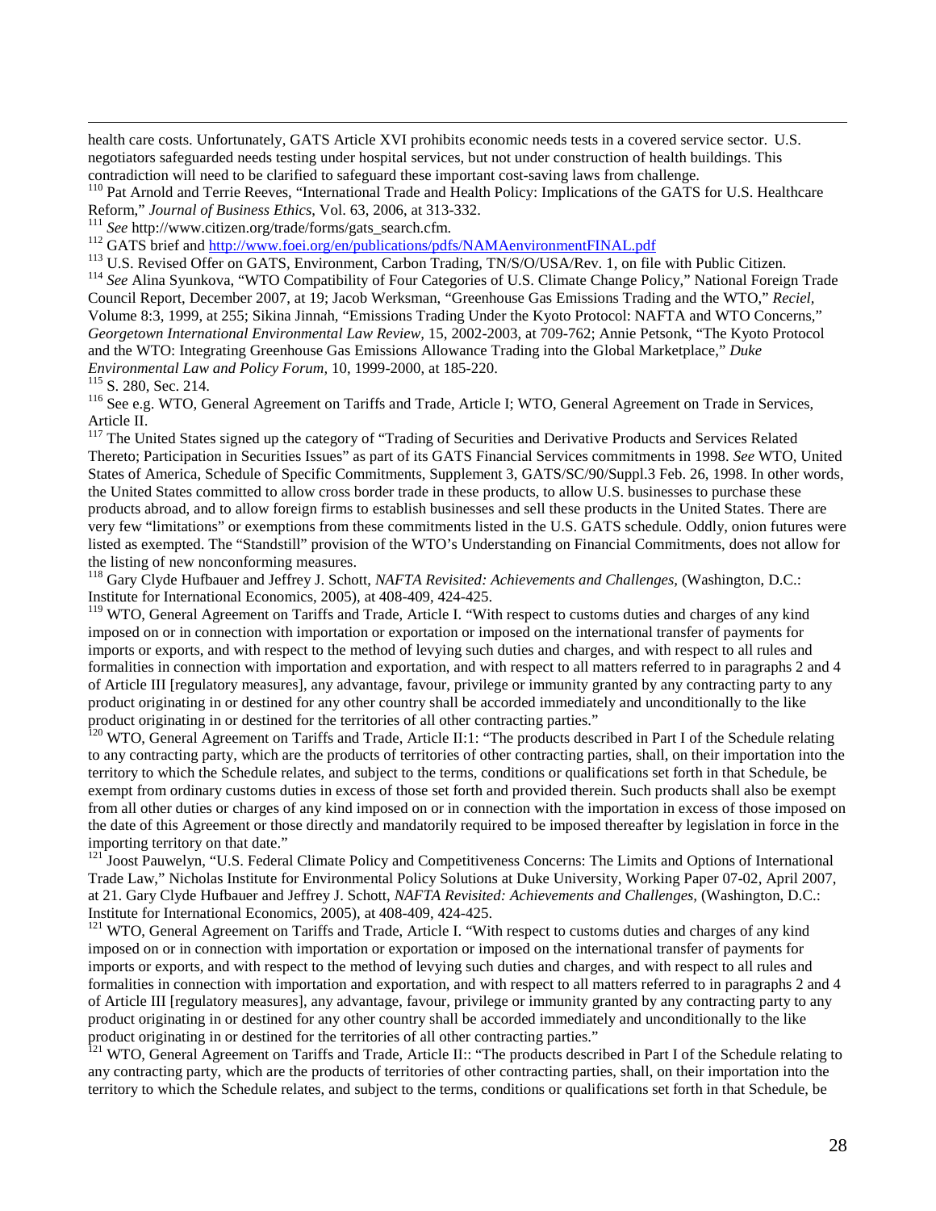health care costs. Unfortunately, GATS Article XVI prohibits economic needs tests in a covered service sector. U.S. negotiators safeguarded needs testing under hospital services, but not under construction of health buildings. This contradiction will need to be clarified to safeguard these important cost-saving laws from challenge.

[110] Pat Arnold and Terrie Reeves, "International Trade and Health Policy: Implications of the GATS for U.S. Healthcare Reform," *Journal of Business Ethics*, Vol. 63, 2006, at 313-332.

[111] *See* http://www.citizen.org/trade/forms/gats_search.cfm.

[112] GATS brief and http://www.foei.org/en/publications/pdfs/NAMAenvironmentFINAL.pdf

[113] U.S. Revised Offer on GATS, Environment, Carbon Trading, TN/S/O/USA/Rev. 1, on file with Public Citizen.

[114] *See* Alina Syunkova, "WTO Compatibility of Four Categories of U.S. Climate Change Policy," National Foreign Trade Council Report, December 2007, at 19; Jacob Werksman, "Greenhouse Gas Emissions Trading and the WTO," *Reciel*, Volume 8:3, 1999, at 255; Sikina Jinnah, "Emissions Trading Under the Kyoto Protocol: NAFTA and WTO Concerns," *Georgetown International Environmental Law Review,* 15, 2002-2003, at 709-762; Annie Petsonk, "The Kyoto Protocol and the WTO: Integrating Greenhouse Gas Emissions Allowance Trading into the Global Marketplace," *Duke Environmental Law and Policy Forum,* 10, 1999-2000, at 185-220.

[115] S. 280, Sec. 214.

[116] See e.g. WTO, General Agreement on Tariffs and Trade, Article I; WTO, General Agreement on Trade in Services, Article II.

[117] The United States signed up the category of "Trading of Securities and Derivative Products and Services Related Thereto; Participation in Securities Issues" as part of its GATS Financial Services commitments in 1998. *See* WTO, United States of America, Schedule of Specific Commitments, Supplement 3, GATS/SC/90/Suppl.3 Feb. 26, 1998. In other words, the United States committed to allow cross border trade in these products, to allow U.S. businesses to purchase these products abroad, and to allow foreign firms to establish businesses and sell these products in the United States. There are very few "limitations" or exemptions from these commitments listed in the U.S. GATS schedule. Oddly, onion futures were listed as exempted. The "Standstill" provision of the WTO's Understanding on Financial Commitments, does not allow for the listing of new nonconforming measures.

[118] Gary Clyde Hufbauer and Jeffrey J. Schott, *NAFTA Revisited: Achievements and Challenges,* (Washington, D.C.: Institute for International Economics, 2005), at 408-409, 424-425.

[119] WTO, General Agreement on Tariffs and Trade, Article I. "With respect to customs duties and charges of any kind imposed on or in connection with importation or exportation or imposed on the international transfer of payments for imports or exports, and with respect to the method of levying such duties and charges, and with respect to all rules and formalities in connection with importation and exportation, and with respect to all matters referred to in paragraphs 2 and 4 of Article III [regulatory measures], any advantage, favour, privilege or immunity granted by any contracting party to any product originating in or destined for any other country shall be accorded immediately and unconditionally to the like product originating in or destined for the territories of all other contracting parties."

[120] WTO, General Agreement on Tariffs and Trade, Article II:1: "The products described in Part I of the Schedule relating to any contracting party, which are the products of territories of other contracting parties, shall, on their importation into the territory to which the Schedule relates, and subject to the terms, conditions or qualifications set forth in that Schedule, be exempt from ordinary customs duties in excess of those set forth and provided therein. Such products shall also be exempt from all other duties or charges of any kind imposed on or in connection with the importation in excess of those imposed on the date of this Agreement or those directly and mandatorily required to be imposed thereafter by legislation in force in the importing territory on that date."

[121] Joost Pauwelyn, "U.S. Federal Climate Policy and Competitiveness Concerns: The Limits and Options of International Trade Law," Nicholas Institute for Environmental Policy Solutions at Duke University, Working Paper 07-02, April 2007, at 21. Gary Clyde Hufbauer and Jeffrey J. Schott, *NAFTA Revisited: Achievements and Challenges,* (Washington, D.C.: Institute for International Economics, 2005), at 408-409, 424-425.

[121] WTO, General Agreement on Tariffs and Trade, Article I. "With respect to customs duties and charges of any kind imposed on or in connection with importation or exportation or imposed on the international transfer of payments for imports or exports, and with respect to the method of levying such duties and charges, and with respect to all rules and formalities in connection with importation and exportation, and with respect to all matters referred to in paragraphs 2 and 4 of Article III [regulatory measures], any advantage, favour, privilege or immunity granted by any contracting party to any product originating in or destined for any other country shall be accorded immediately and unconditionally to the like product originating in or destined for the territories of all other contracting parties."

[121] WTO, General Agreement on Tariffs and Trade, Article II:: "The products described in Part I of the Schedule relating to any contracting party, which are the products of territories of other contracting parties, shall, on their importation into the territory to which the Schedule relates, and subject to the terms, conditions or qualifications set forth in that Schedule, be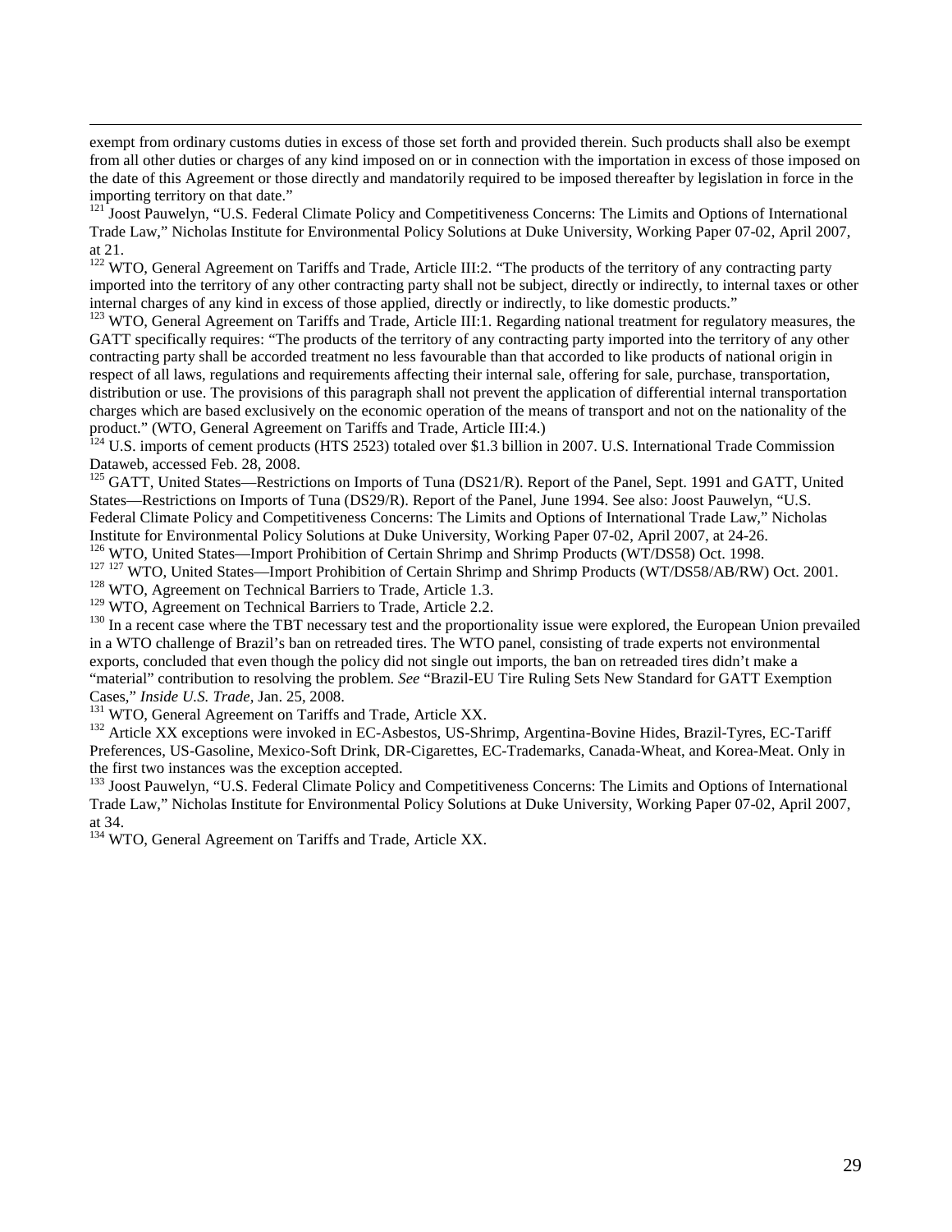exempt from ordinary customs duties in excess of those set forth and provided therein. Such products shall also be exempt from all other duties or charges of any kind imposed on or in connection with the importation in excess of those imposed on the date of this Agreement or those directly and mandatorily required to be imposed thereafter by legislation in force in the importing territory on that date."

[121] Joost Pauwelyn, "U.S. Federal Climate Policy and Competitiveness Concerns: The Limits and Options of International Trade Law," Nicholas Institute for Environmental Policy Solutions at Duke University, Working Paper 07-02, April 2007, at 21.

[122] WTO, General Agreement on Tariffs and Trade, Article III:2. "The products of the territory of any contracting party imported into the territory of any other contracting party shall not be subject, directly or indirectly, to internal taxes or other internal charges of any kind in excess of those applied, directly or indirectly, to like domestic products."

[123] WTO, General Agreement on Tariffs and Trade, Article III:1. Regarding national treatment for regulatory measures, the GATT specifically requires: "The products of the territory of any contracting party imported into the territory of any other contracting party shall be accorded treatment no less favourable than that accorded to like products of national origin in respect of all laws, regulations and requirements affecting their internal sale, offering for sale, purchase, transportation, distribution or use. The provisions of this paragraph shall not prevent the application of differential internal transportation charges which are based exclusively on the economic operation of the means of transport and not on the nationality of the product." (WTO, General Agreement on Tariffs and Trade, Article III:4.)

[124] U.S. imports of cement products (HTS 2523) totaled over $1.3 billion in 2007. U.S. International Trade Commission Dataweb, accessed Feb. 28, 2008.

[125] GATT, United States—Restrictions on Imports of Tuna (DS21/R). Report of the Panel, Sept. 1991 and GATT, United States—Restrictions on Imports of Tuna (DS29/R). Report of the Panel, June 1994. See also: Joost Pauwelyn, "U.S. Federal Climate Policy and Competitiveness Concerns: The Limits and Options of International Trade Law," Nicholas Institute for Environmental Policy Solutions at Duke University, Working Paper 07-02, April 2007, at 24-26.

[126] WTO, United States—Import Prohibition of Certain Shrimp and Shrimp Products (WT/DS58) Oct. 1998.

[127] [127] WTO, United States—Import Prohibition of Certain Shrimp and Shrimp Products (WT/DS58/AB/RW) Oct. 2001.

[128] WTO, Agreement on Technical Barriers to Trade, Article 1.3.

[129] WTO, Agreement on Technical Barriers to Trade, Article 2.2.

[130] In a recent case where the TBT necessary test and the proportionality issue were explored, the European Union prevailed in a WTO challenge of Brazil's ban on retreaded tires. The WTO panel, consisting of trade experts not environmental exports, concluded that even though the policy did not single out imports, the ban on retreaded tires didn't make a "material" contribution to resolving the problem. *See* "Brazil-EU Tire Ruling Sets New Standard for GATT Exemption Cases," *Inside U.S. Trade*, Jan. 25, 2008.

[131] WTO, General Agreement on Tariffs and Trade, Article XX.

[132] Article XX exceptions were invoked in EC-Asbestos, US-Shrimp, Argentina-Bovine Hides, Brazil-Tyres, EC-Tariff Preferences, US-Gasoline, Mexico-Soft Drink, DR-Cigarettes, EC-Trademarks, Canada-Wheat, and Korea-Meat. Only in the first two instances was the exception accepted.

[133] Joost Pauwelyn, "U.S. Federal Climate Policy and Competitiveness Concerns: The Limits and Options of International Trade Law," Nicholas Institute for Environmental Policy Solutions at Duke University, Working Paper 07-02, April 2007, at 34.

[134] WTO, General Agreement on Tariffs and Trade, Article XX.